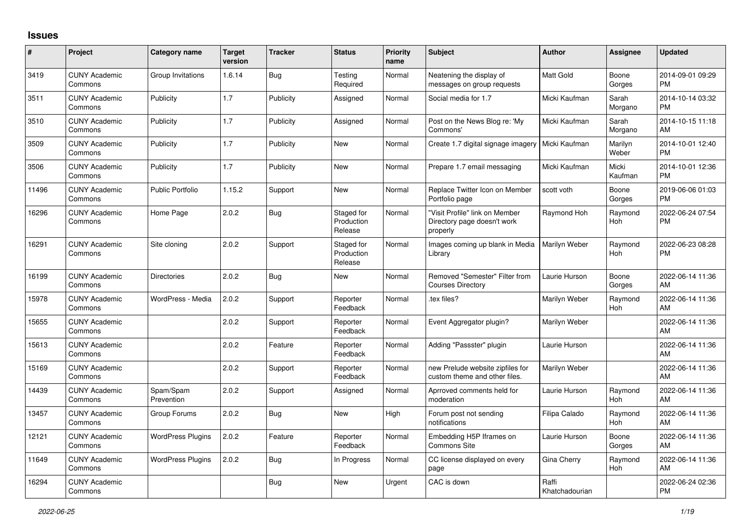## Issues

| # | Project | Category name | Target version | Tracker | Status | Priority name | Subject | Author | Assignee | Updated |
|---|---|---|---|---|---|---|---|---|---|---|
| 3419 | CUNY Academic Commons | Group Invitations | 1.6.14 | Bug | Testing Required | Normal | Neatening the display of messages on group requests | Matt Gold | Boone Gorges | 2014-09-01 09:29 PM |
| 3511 | CUNY Academic Commons | Publicity | 1.7 | Publicity | Assigned | Normal | Social media for 1.7 | Micki Kaufman | Sarah Morgano | 2014-10-14 03:32 PM |
| 3510 | CUNY Academic Commons | Publicity | 1.7 | Publicity | Assigned | Normal | Post on the News Blog re: 'My Commons' | Micki Kaufman | Sarah Morgano | 2014-10-15 11:18 AM |
| 3509 | CUNY Academic Commons | Publicity | 1.7 | Publicity | New | Normal | Create 1.7 digital signage imagery | Micki Kaufman | Marilyn Weber | 2014-10-01 12:40 PM |
| 3506 | CUNY Academic Commons | Publicity | 1.7 | Publicity | New | Normal | Prepare 1.7 email messaging | Micki Kaufman | Micki Kaufman | 2014-10-01 12:36 PM |
| 11496 | CUNY Academic Commons | Public Portfolio | 1.15.2 | Support | New | Normal | Replace Twitter Icon on Member Portfolio page | scott voth | Boone Gorges | 2019-06-06 01:03 PM |
| 16296 | CUNY Academic Commons | Home Page | 2.0.2 | Bug | Staged for Production Release | Normal | "Visit Profile" link on Member Directory page doesn't work properly | Raymond Hoh | Raymond Hoh | 2022-06-24 07:54 PM |
| 16291 | CUNY Academic Commons | Site cloning | 2.0.2 | Support | Staged for Production Release | Normal | Images coming up blank in Media Library | Marilyn Weber | Raymond Hoh | 2022-06-23 08:28 PM |
| 16199 | CUNY Academic Commons | Directories | 2.0.2 | Bug | New | Normal | Removed "Semester" Filter from Courses Directory | Laurie Hurson | Boone Gorges | 2022-06-14 11:36 AM |
| 15978 | CUNY Academic Commons | WordPress - Media | 2.0.2 | Support | Reporter Feedback | Normal | .tex files? | Marilyn Weber | Raymond Hoh | 2022-06-14 11:36 AM |
| 15655 | CUNY Academic Commons | | 2.0.2 | Support | Reporter Feedback | Normal | Event Aggregator plugin? | Marilyn Weber | | 2022-06-14 11:36 AM |
| 15613 | CUNY Academic Commons | | 2.0.2 | Feature | Reporter Feedback | Normal | Adding "Passster" plugin | Laurie Hurson | | 2022-06-14 11:36 AM |
| 15169 | CUNY Academic Commons | | 2.0.2 | Support | Reporter Feedback | Normal | new Prelude website zipfiles for custom theme and other files. | Marilyn Weber | | 2022-06-14 11:36 AM |
| 14439 | CUNY Academic Commons | Spam/Spam Prevention | 2.0.2 | Support | Assigned | Normal | Aprroved comments held for moderation | Laurie Hurson | Raymond Hoh | 2022-06-14 11:36 AM |
| 13457 | CUNY Academic Commons | Group Forums | 2.0.2 | Bug | New | High | Forum post not sending notifications | Filipa Calado | Raymond Hoh | 2022-06-14 11:36 AM |
| 12121 | CUNY Academic Commons | WordPress Plugins | 2.0.2 | Feature | Reporter Feedback | Normal | Embedding H5P Iframes on Commons Site | Laurie Hurson | Boone Gorges | 2022-06-14 11:36 AM |
| 11649 | CUNY Academic Commons | WordPress Plugins | 2.0.2 | Bug | In Progress | Normal | CC license displayed on every page | Gina Cherry | Raymond Hoh | 2022-06-14 11:36 AM |
| 16294 | CUNY Academic Commons | | | Bug | New | Urgent | CAC is down | Raffi Khatchadourian | | 2022-06-24 02:36 PM |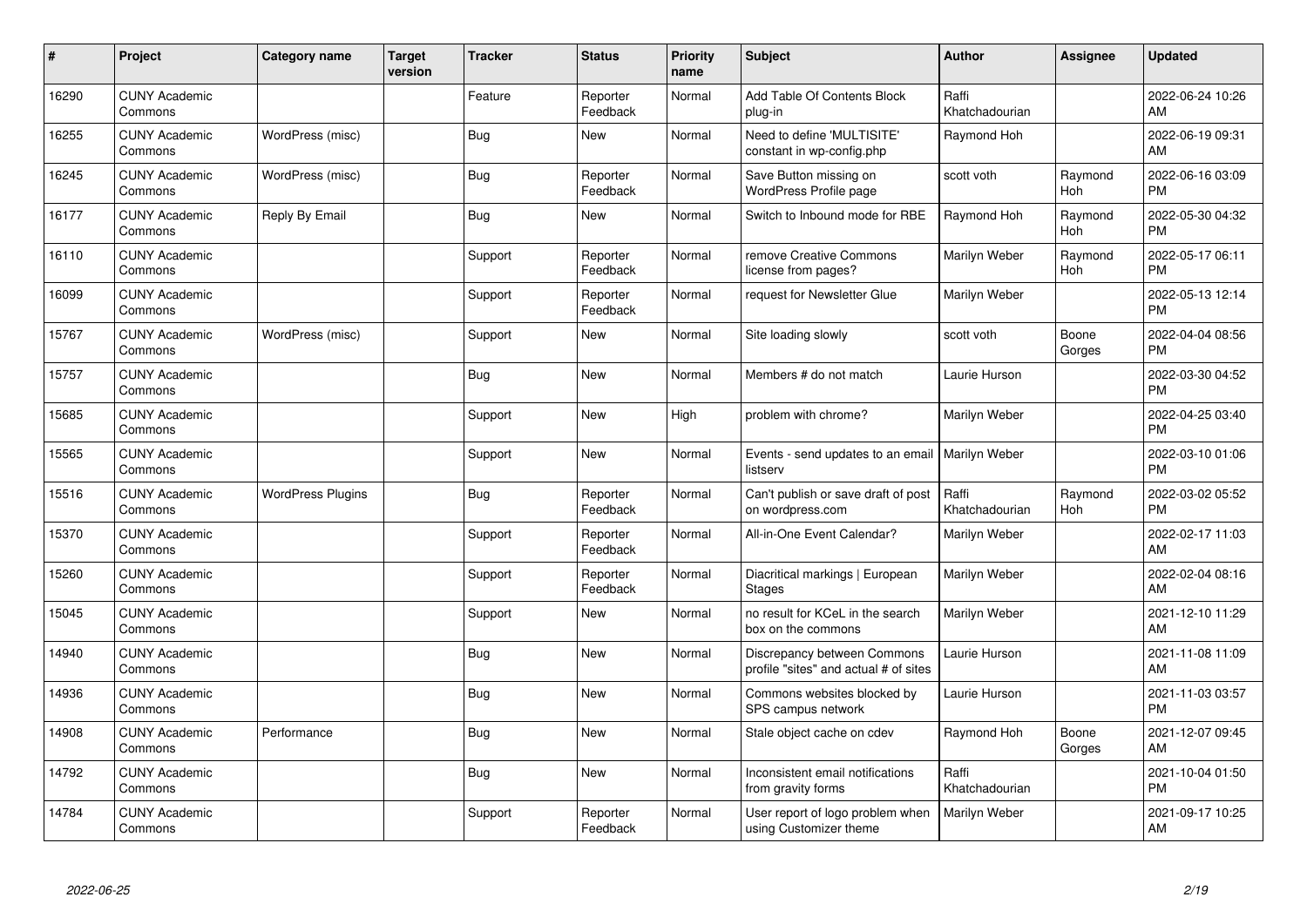| # | Project | Category name | Target version | Tracker | Status | Priority name | Subject | Author | Assignee | Updated |
|---|---|---|---|---|---|---|---|---|---|---|
| 16290 | CUNY Academic Commons | | | Feature | Reporter Feedback | Normal | Add Table Of Contents Block plug-in | Raffi Khatchadourian | | 2022-06-24 10:26 AM |
| 16255 | CUNY Academic Commons | WordPress (misc) | | Bug | New | Normal | Need to define 'MULTISITE' constant in wp-config.php | Raymond Hoh | | 2022-06-19 09:31 AM |
| 16245 | CUNY Academic Commons | WordPress (misc) | | Bug | Reporter Feedback | Normal | Save Button missing on WordPress Profile page | scott voth | Raymond Hoh | 2022-06-16 03:09 PM |
| 16177 | CUNY Academic Commons | Reply By Email | | Bug | New | Normal | Switch to Inbound mode for RBE | Raymond Hoh | Raymond Hoh | 2022-05-30 04:32 PM |
| 16110 | CUNY Academic Commons | | | Support | Reporter Feedback | Normal | remove Creative Commons license from pages? | Marilyn Weber | Raymond Hoh | 2022-05-17 06:11 PM |
| 16099 | CUNY Academic Commons | | | Support | Reporter Feedback | Normal | request for Newsletter Glue | Marilyn Weber | | 2022-05-13 12:14 PM |
| 15767 | CUNY Academic Commons | WordPress (misc) | | Support | New | Normal | Site loading slowly | scott voth | Boone Gorges | 2022-04-04 08:56 PM |
| 15757 | CUNY Academic Commons | | | Bug | New | Normal | Members # do not match | Laurie Hurson | | 2022-03-30 04:52 PM |
| 15685 | CUNY Academic Commons | | | Support | New | High | problem with chrome? | Marilyn Weber | | 2022-04-25 03:40 PM |
| 15565 | CUNY Academic Commons | | | Support | New | Normal | Events - send updates to an email listserv | Marilyn Weber | | 2022-03-10 01:06 PM |
| 15516 | CUNY Academic Commons | WordPress Plugins | | Bug | Reporter Feedback | Normal | Can't publish or save draft of post on wordpress.com | Raffi Khatchadourian | Raymond Hoh | 2022-03-02 05:52 PM |
| 15370 | CUNY Academic Commons | | | Support | Reporter Feedback | Normal | All-in-One Event Calendar? | Marilyn Weber | | 2022-02-17 11:03 AM |
| 15260 | CUNY Academic Commons | | | Support | Reporter Feedback | Normal | Diacritical markings \| European Stages | Marilyn Weber | | 2022-02-04 08:16 AM |
| 15045 | CUNY Academic Commons | | | Support | New | Normal | no result for KCeL in the search box on the commons | Marilyn Weber | | 2021-12-10 11:29 AM |
| 14940 | CUNY Academic Commons | | | Bug | New | Normal | Discrepancy between Commons profile "sites" and actual # of sites | Laurie Hurson | | 2021-11-08 11:09 AM |
| 14936 | CUNY Academic Commons | | | Bug | New | Normal | Commons websites blocked by SPS campus network | Laurie Hurson | | 2021-11-03 03:57 PM |
| 14908 | CUNY Academic Commons | Performance | | Bug | New | Normal | Stale object cache on cdev | Raymond Hoh | Boone Gorges | 2021-12-07 09:45 AM |
| 14792 | CUNY Academic Commons | | | Bug | New | Normal | Inconsistent email notifications from gravity forms | Raffi Khatchadourian | | 2021-10-04 01:50 PM |
| 14784 | CUNY Academic Commons | | | Support | Reporter Feedback | Normal | User report of logo problem when using Customizer theme | Marilyn Weber | | 2021-09-17 10:25 AM |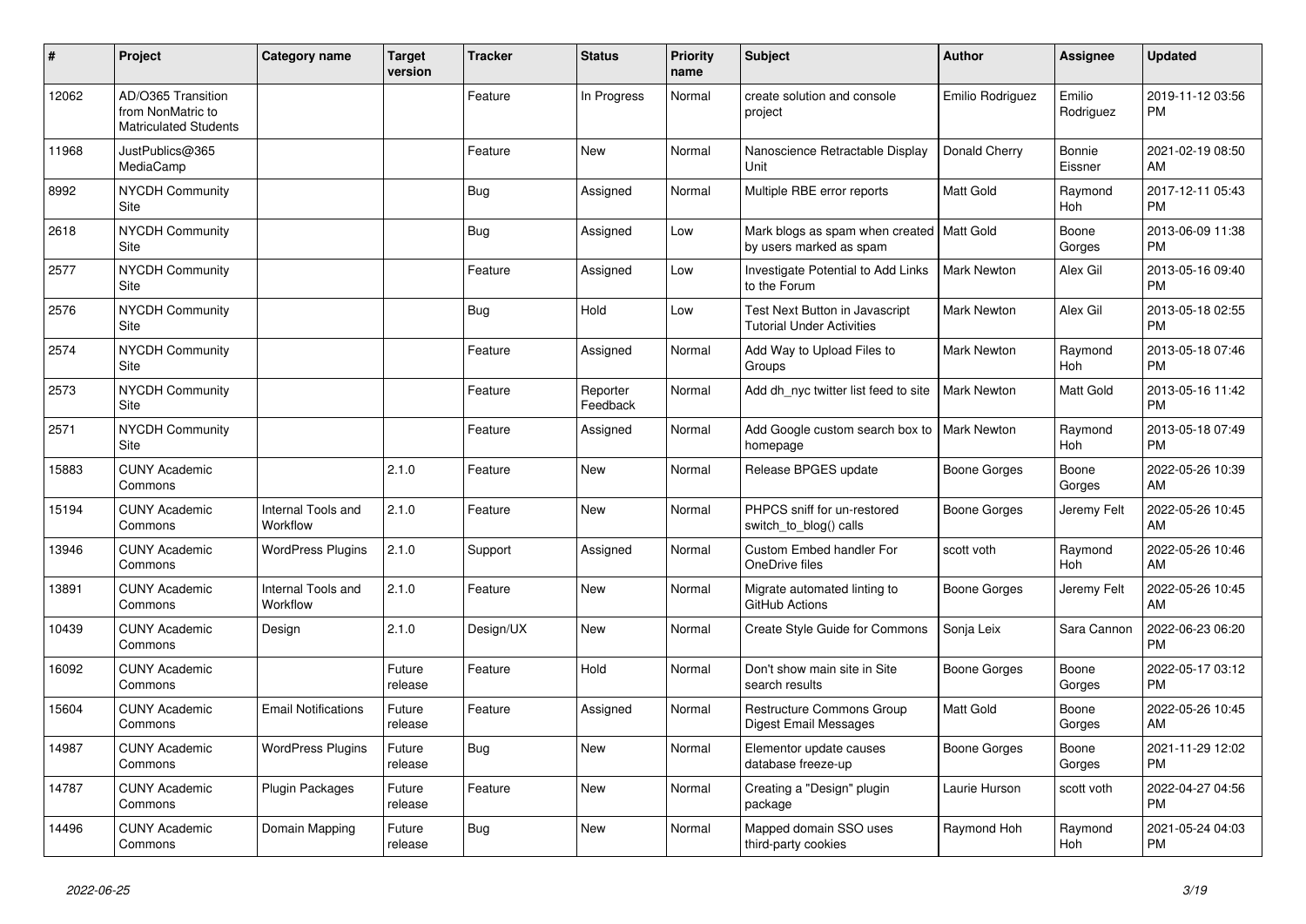| # | Project | Category name | Target version | Tracker | Status | Priority name | Subject | Author | Assignee | Updated |
|---|---|---|---|---|---|---|---|---|---|---|
| 12062 | AD/O365 Transition from NonMatric to Matriculated Students | | | Feature | In Progress | Normal | create solution and console project | Emilio Rodriguez | Emilio Rodriguez | 2019-11-12 03:56 PM |
| 11968 | JustPublics@365 MediaCamp | | | Feature | New | Normal | Nanoscience Retractable Display Unit | Donald Cherry | Bonnie Eissner | 2021-02-19 08:50 AM |
| 8992 | NYCDH Community Site | | | Bug | Assigned | Normal | Multiple RBE error reports | Matt Gold | Raymond Hoh | 2017-12-11 05:43 PM |
| 2618 | NYCDH Community Site | | | Bug | Assigned | Low | Mark blogs as spam when created by users marked as spam | Matt Gold | Boone Gorges | 2013-06-09 11:38 PM |
| 2577 | NYCDH Community Site | | | Feature | Assigned | Low | Investigate Potential to Add Links to the Forum | Mark Newton | Alex Gil | 2013-05-16 09:40 PM |
| 2576 | NYCDH Community Site | | | Bug | Hold | Low | Test Next Button in Javascript Tutorial Under Activities | Mark Newton | Alex Gil | 2013-05-18 02:55 PM |
| 2574 | NYCDH Community Site | | | Feature | Assigned | Normal | Add Way to Upload Files to Groups | Mark Newton | Raymond Hoh | 2013-05-18 07:46 PM |
| 2573 | NYCDH Community Site | | | Feature | Reporter Feedback | Normal | Add dh_nyc twitter list feed to site | Mark Newton | Matt Gold | 2013-05-16 11:42 PM |
| 2571 | NYCDH Community Site | | | Feature | Assigned | Normal | Add Google custom search box to homepage | Mark Newton | Raymond Hoh | 2013-05-18 07:49 PM |
| 15883 | CUNY Academic Commons | | 2.1.0 | Feature | New | Normal | Release BPGES update | Boone Gorges | Boone Gorges | 2022-05-26 10:39 AM |
| 15194 | CUNY Academic Commons | Internal Tools and Workflow | 2.1.0 | Feature | New | Normal | PHPCS sniff for un-restored switch_to_blog() calls | Boone Gorges | Jeremy Felt | 2022-05-26 10:45 AM |
| 13946 | CUNY Academic Commons | WordPress Plugins | 2.1.0 | Support | Assigned | Normal | Custom Embed handler For OneDrive files | scott voth | Raymond Hoh | 2022-05-26 10:46 AM |
| 13891 | CUNY Academic Commons | Internal Tools and Workflow | 2.1.0 | Feature | New | Normal | Migrate automated linting to GitHub Actions | Boone Gorges | Jeremy Felt | 2022-05-26 10:45 AM |
| 10439 | CUNY Academic Commons | Design | 2.1.0 | Design/UX | New | Normal | Create Style Guide for Commons | Sonja Leix | Sara Cannon | 2022-06-23 06:20 PM |
| 16092 | CUNY Academic Commons | | Future release | Feature | Hold | Normal | Don't show main site in Site search results | Boone Gorges | Boone Gorges | 2022-05-17 03:12 PM |
| 15604 | CUNY Academic Commons | Email Notifications | Future release | Feature | Assigned | Normal | Restructure Commons Group Digest Email Messages | Matt Gold | Boone Gorges | 2022-05-26 10:45 AM |
| 14987 | CUNY Academic Commons | WordPress Plugins | Future release | Bug | New | Normal | Elementor update causes database freeze-up | Boone Gorges | Boone Gorges | 2021-11-29 12:02 PM |
| 14787 | CUNY Academic Commons | Plugin Packages | Future release | Feature | New | Normal | Creating a "Design" plugin package | Laurie Hurson | scott voth | 2022-04-27 04:56 PM |
| 14496 | CUNY Academic Commons | Domain Mapping | Future release | Bug | New | Normal | Mapped domain SSO uses third-party cookies | Raymond Hoh | Raymond Hoh | 2021-05-24 04:03 PM |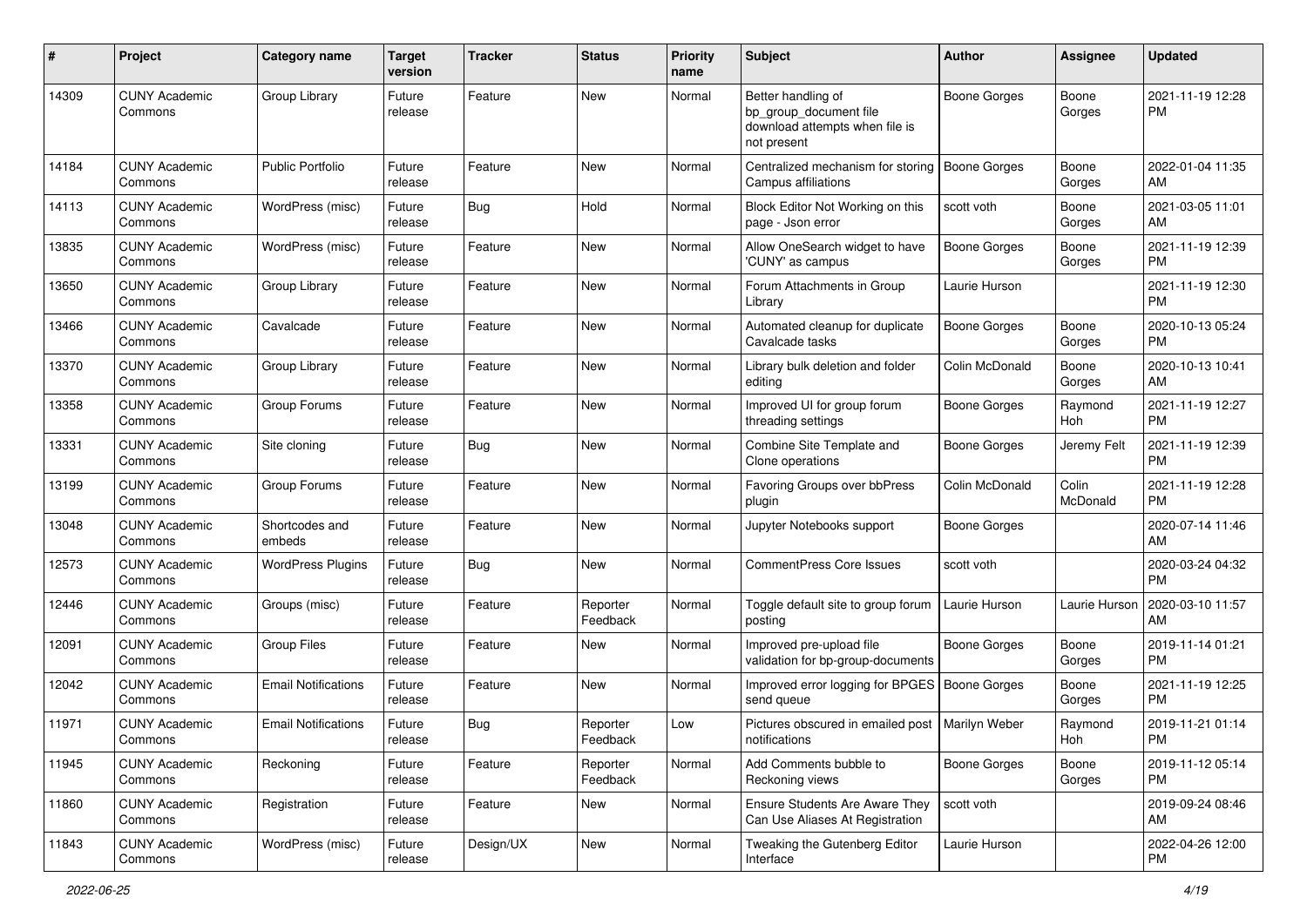| # | Project | Category name | Target version | Tracker | Status | Priority name | Subject | Author | Assignee | Updated |
|---|---|---|---|---|---|---|---|---|---|---|
| 14309 | CUNY Academic Commons | Group Library | Future release | Feature | New | Normal | Better handling of bp_group_document file download attempts when file is not present | Boone Gorges | Boone Gorges | 2021-11-19 12:28 PM |
| 14184 | CUNY Academic Commons | Public Portfolio | Future release | Feature | New | Normal | Centralized mechanism for storing Campus affiliations | Boone Gorges | Boone Gorges | 2022-01-04 11:35 AM |
| 14113 | CUNY Academic Commons | WordPress (misc) | Future release | Bug | Hold | Normal | Block Editor Not Working on this page - Json error | scott voth | Boone Gorges | 2021-03-05 11:01 AM |
| 13835 | CUNY Academic Commons | WordPress (misc) | Future release | Feature | New | Normal | Allow OneSearch widget to have 'CUNY' as campus | Boone Gorges | Boone Gorges | 2021-11-19 12:39 PM |
| 13650 | CUNY Academic Commons | Group Library | Future release | Feature | New | Normal | Forum Attachments in Group Library | Laurie Hurson | | 2021-11-19 12:30 PM |
| 13466 | CUNY Academic Commons | Cavalcade | Future release | Feature | New | Normal | Automated cleanup for duplicate Cavalcade tasks | Boone Gorges | Boone Gorges | 2020-10-13 05:24 PM |
| 13370 | CUNY Academic Commons | Group Library | Future release | Feature | New | Normal | Library bulk deletion and folder editing | Colin McDonald | Boone Gorges | 2020-10-13 10:41 AM |
| 13358 | CUNY Academic Commons | Group Forums | Future release | Feature | New | Normal | Improved UI for group forum threading settings | Boone Gorges | Raymond Hoh | 2021-11-19 12:27 PM |
| 13331 | CUNY Academic Commons | Site cloning | Future release | Bug | New | Normal | Combine Site Template and Clone operations | Boone Gorges | Jeremy Felt | 2021-11-19 12:39 PM |
| 13199 | CUNY Academic Commons | Group Forums | Future release | Feature | New | Normal | Favoring Groups over bbPress plugin | Colin McDonald | Colin McDonald | 2021-11-19 12:28 PM |
| 13048 | CUNY Academic Commons | Shortcodes and embeds | Future release | Feature | New | Normal | Jupyter Notebooks support | Boone Gorges | | 2020-07-14 11:46 AM |
| 12573 | CUNY Academic Commons | WordPress Plugins | Future release | Bug | New | Normal | CommentPress Core Issues | scott voth | | 2020-03-24 04:32 PM |
| 12446 | CUNY Academic Commons | Groups (misc) | Future release | Feature | Reporter Feedback | Normal | Toggle default site to group forum posting | Laurie Hurson | Laurie Hurson | 2020-03-10 11:57 AM |
| 12091 | CUNY Academic Commons | Group Files | Future release | Feature | New | Normal | Improved pre-upload file validation for bp-group-documents | Boone Gorges | Boone Gorges | 2019-11-14 01:21 PM |
| 12042 | CUNY Academic Commons | Email Notifications | Future release | Feature | New | Normal | Improved error logging for BPGES send queue | Boone Gorges | Boone Gorges | 2021-11-19 12:25 PM |
| 11971 | CUNY Academic Commons | Email Notifications | Future release | Bug | Reporter Feedback | Low | Pictures obscured in emailed post notifications | Marilyn Weber | Raymond Hoh | 2019-11-21 01:14 PM |
| 11945 | CUNY Academic Commons | Reckoning | Future release | Feature | Reporter Feedback | Normal | Add Comments bubble to Reckoning views | Boone Gorges | Boone Gorges | 2019-11-12 05:14 PM |
| 11860 | CUNY Academic Commons | Registration | Future release | Feature | New | Normal | Ensure Students Are Aware They Can Use Aliases At Registration | scott voth | | 2019-09-24 08:46 AM |
| 11843 | CUNY Academic Commons | WordPress (misc) | Future release | Design/UX | New | Normal | Tweaking the Gutenberg Editor Interface | Laurie Hurson | | 2022-04-26 12:00 PM |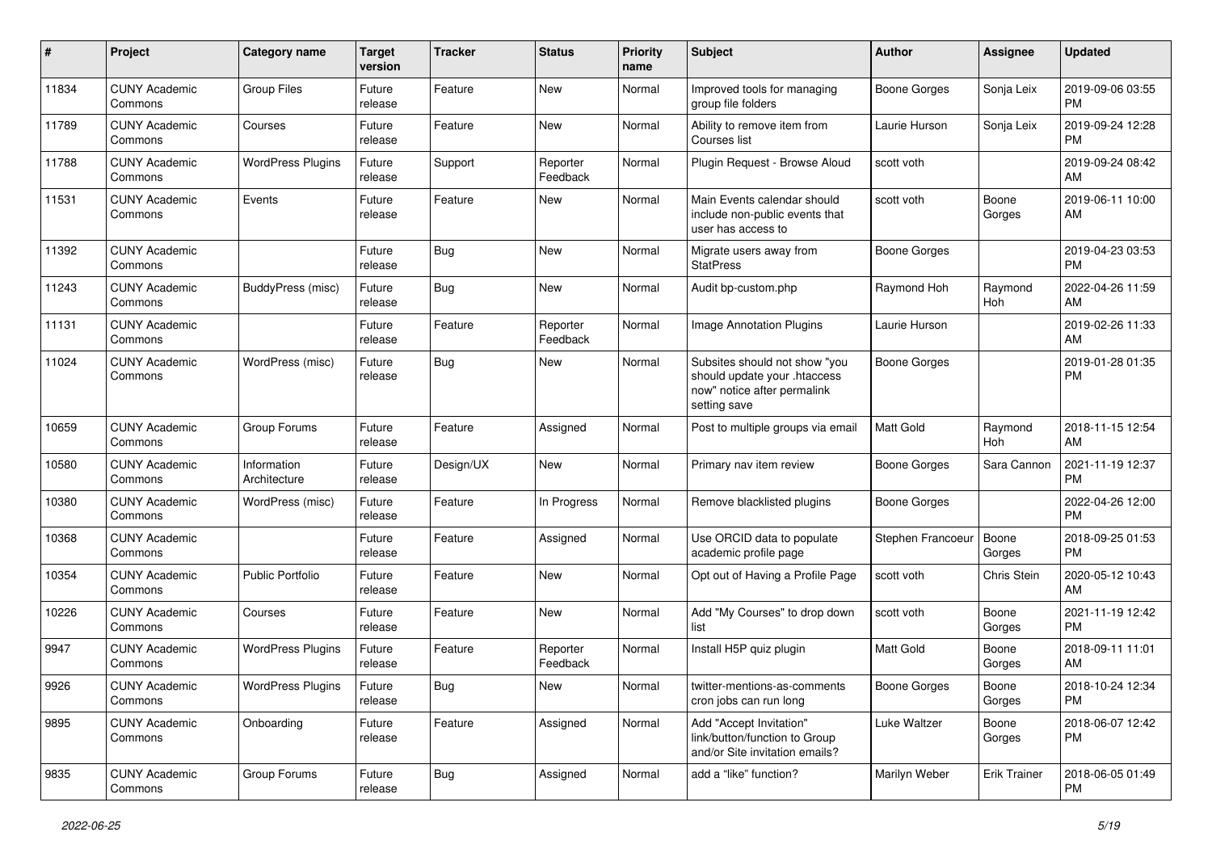| # | Project | Category name | Target version | Tracker | Status | Priority name | Subject | Author | Assignee | Updated |
|---|---|---|---|---|---|---|---|---|---|---|
| 11834 | CUNY Academic Commons | Group Files | Future release | Feature | New | Normal | Improved tools for managing group file folders | Boone Gorges | Sonja Leix | 2019-09-06 03:55 PM |
| 11789 | CUNY Academic Commons | Courses | Future release | Feature | New | Normal | Ability to remove item from Courses list | Laurie Hurson | Sonja Leix | 2019-09-24 12:28 PM |
| 11788 | CUNY Academic Commons | WordPress Plugins | Future release | Support | Reporter Feedback | Normal | Plugin Request - Browse Aloud | scott voth | | 2019-09-24 08:42 AM |
| 11531 | CUNY Academic Commons | Events | Future release | Feature | New | Normal | Main Events calendar should include non-public events that user has access to | scott voth | Boone Gorges | 2019-06-11 10:00 AM |
| 11392 | CUNY Academic Commons | | Future release | Bug | New | Normal | Migrate users away from StatPress | Boone Gorges | | 2019-04-23 03:53 PM |
| 11243 | CUNY Academic Commons | BuddyPress (misc) | Future release | Bug | New | Normal | Audit bp-custom.php | Raymond Hoh | Raymond Hoh | 2022-04-26 11:59 AM |
| 11131 | CUNY Academic Commons | | Future release | Feature | Reporter Feedback | Normal | Image Annotation Plugins | Laurie Hurson | | 2019-02-26 11:33 AM |
| 11024 | CUNY Academic Commons | WordPress (misc) | Future release | Bug | New | Normal | Subsites should not show "you should update your .htaccess now" notice after permalink setting save | Boone Gorges | | 2019-01-28 01:35 PM |
| 10659 | CUNY Academic Commons | Group Forums | Future release | Feature | Assigned | Normal | Post to multiple groups via email | Matt Gold | Raymond Hoh | 2018-11-15 12:54 AM |
| 10580 | CUNY Academic Commons | Information Architecture | Future release | Design/UX | New | Normal | Primary nav item review | Boone Gorges | Sara Cannon | 2021-11-19 12:37 PM |
| 10380 | CUNY Academic Commons | WordPress (misc) | Future release | Feature | In Progress | Normal | Remove blacklisted plugins | Boone Gorges | | 2022-04-26 12:00 PM |
| 10368 | CUNY Academic Commons | | Future release | Feature | Assigned | Normal | Use ORCID data to populate academic profile page | Stephen Francoeur | Boone Gorges | 2018-09-25 01:53 PM |
| 10354 | CUNY Academic Commons | Public Portfolio | Future release | Feature | New | Normal | Opt out of Having a Profile Page | scott voth | Chris Stein | 2020-05-12 10:43 AM |
| 10226 | CUNY Academic Commons | Courses | Future release | Feature | New | Normal | Add "My Courses" to drop down list | scott voth | Boone Gorges | 2021-11-19 12:42 PM |
| 9947 | CUNY Academic Commons | WordPress Plugins | Future release | Feature | Reporter Feedback | Normal | Install H5P quiz plugin | Matt Gold | Boone Gorges | 2018-09-11 11:01 AM |
| 9926 | CUNY Academic Commons | WordPress Plugins | Future release | Bug | New | Normal | twitter-mentions-as-comments cron jobs can run long | Boone Gorges | Boone Gorges | 2018-10-24 12:34 PM |
| 9895 | CUNY Academic Commons | Onboarding | Future release | Feature | Assigned | Normal | Add "Accept Invitation" link/button/function to Group and/or Site invitation emails? | Luke Waltzer | Boone Gorges | 2018-06-07 12:42 PM |
| 9835 | CUNY Academic Commons | Group Forums | Future release | Bug | Assigned | Normal | add a "like" function? | Marilyn Weber | Erik Trainer | 2018-06-05 01:49 PM |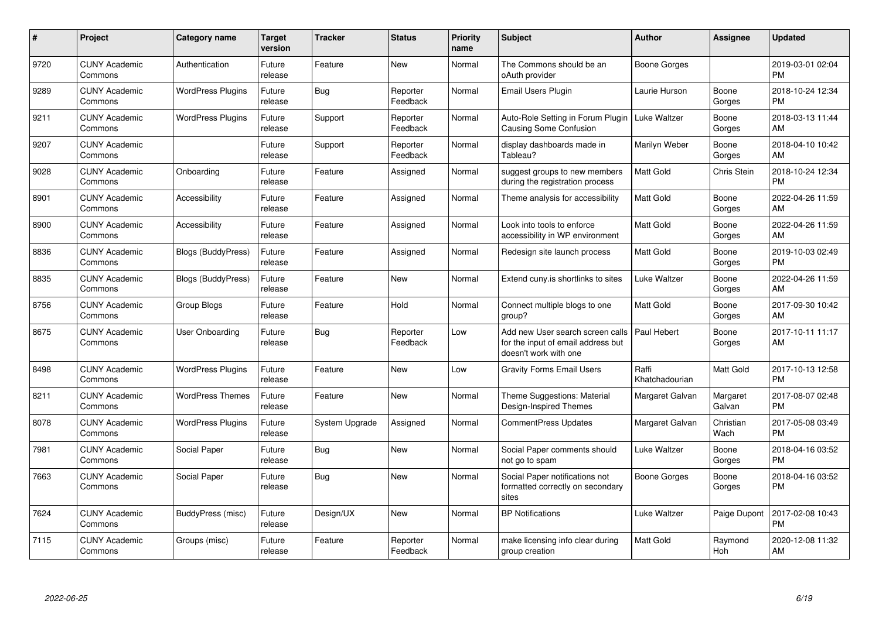| # | Project | Category name | Target version | Tracker | Status | Priority name | Subject | Author | Assignee | Updated |
|---|---|---|---|---|---|---|---|---|---|---|
| 9720 | CUNY Academic Commons | Authentication | Future release | Feature | New | Normal | The Commons should be an oAuth provider | Boone Gorges | | 2019-03-01 02:04 PM |
| 9289 | CUNY Academic Commons | WordPress Plugins | Future release | Bug | Reporter Feedback | Normal | Email Users Plugin | Laurie Hurson | Boone Gorges | 2018-10-24 12:34 PM |
| 9211 | CUNY Academic Commons | WordPress Plugins | Future release | Support | Reporter Feedback | Normal | Auto-Role Setting in Forum Plugin Causing Some Confusion | Luke Waltzer | Boone Gorges | 2018-03-13 11:44 AM |
| 9207 | CUNY Academic Commons | | Future release | Support | Reporter Feedback | Normal | display dashboards made in Tableau? | Marilyn Weber | Boone Gorges | 2018-04-10 10:42 AM |
| 9028 | CUNY Academic Commons | Onboarding | Future release | Feature | Assigned | Normal | suggest groups to new members during the registration process | Matt Gold | Chris Stein | 2018-10-24 12:34 PM |
| 8901 | CUNY Academic Commons | Accessibility | Future release | Feature | Assigned | Normal | Theme analysis for accessibility | Matt Gold | Boone Gorges | 2022-04-26 11:59 AM |
| 8900 | CUNY Academic Commons | Accessibility | Future release | Feature | Assigned | Normal | Look into tools to enforce accessibility in WP environment | Matt Gold | Boone Gorges | 2022-04-26 11:59 AM |
| 8836 | CUNY Academic Commons | Blogs (BuddyPress) | Future release | Feature | Assigned | Normal | Redesign site launch process | Matt Gold | Boone Gorges | 2019-10-03 02:49 PM |
| 8835 | CUNY Academic Commons | Blogs (BuddyPress) | Future release | Feature | New | Normal | Extend cuny.is shortlinks to sites | Luke Waltzer | Boone Gorges | 2022-04-26 11:59 AM |
| 8756 | CUNY Academic Commons | Group Blogs | Future release | Feature | Hold | Normal | Connect multiple blogs to one group? | Matt Gold | Boone Gorges | 2017-09-30 10:42 AM |
| 8675 | CUNY Academic Commons | User Onboarding | Future release | Bug | Reporter Feedback | Low | Add new User search screen calls for the input of email address but doesn't work with one | Paul Hebert | Boone Gorges | 2017-10-11 11:17 AM |
| 8498 | CUNY Academic Commons | WordPress Plugins | Future release | Feature | New | Low | Gravity Forms Email Users | Raffi Khatchadourian | Matt Gold | 2017-10-13 12:58 PM |
| 8211 | CUNY Academic Commons | WordPress Themes | Future release | Feature | New | Normal | Theme Suggestions: Material Design-Inspired Themes | Margaret Galvan | Margaret Galvan | 2017-08-07 02:48 PM |
| 8078 | CUNY Academic Commons | WordPress Plugins | Future release | System Upgrade | Assigned | Normal | CommentPress Updates | Margaret Galvan | Christian Wach | 2017-05-08 03:49 PM |
| 7981 | CUNY Academic Commons | Social Paper | Future release | Bug | New | Normal | Social Paper comments should not go to spam | Luke Waltzer | Boone Gorges | 2018-04-16 03:52 PM |
| 7663 | CUNY Academic Commons | Social Paper | Future release | Bug | New | Normal | Social Paper notifications not formatted correctly on secondary sites | Boone Gorges | Boone Gorges | 2018-04-16 03:52 PM |
| 7624 | CUNY Academic Commons | BuddyPress (misc) | Future release | Design/UX | New | Normal | BP Notifications | Luke Waltzer | Paige Dupont | 2017-02-08 10:43 PM |
| 7115 | CUNY Academic Commons | Groups (misc) | Future release | Feature | Reporter Feedback | Normal | make licensing info clear during group creation | Matt Gold | Raymond Hoh | 2020-12-08 11:32 AM |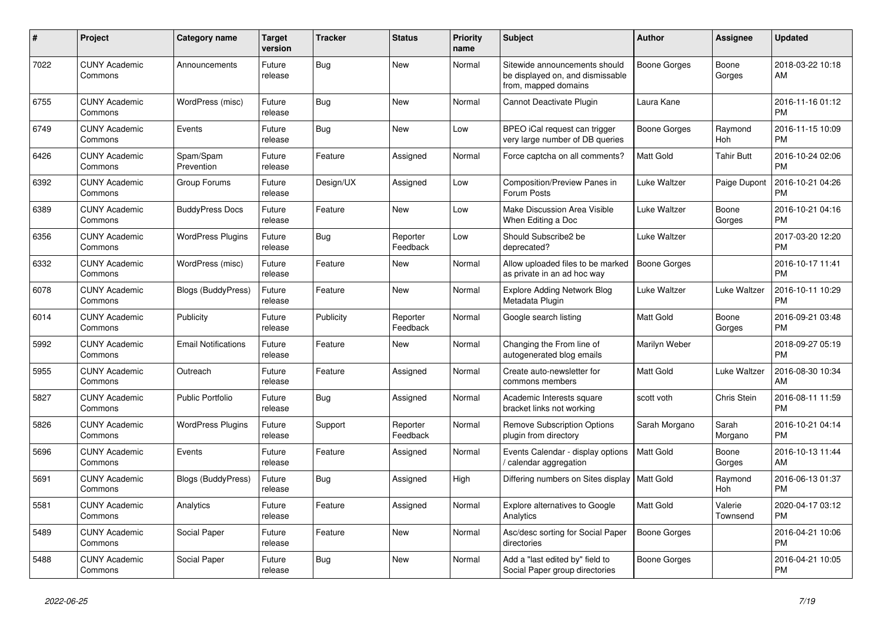| # | Project | Category name | Target version | Tracker | Status | Priority name | Subject | Author | Assignee | Updated |
|---|---|---|---|---|---|---|---|---|---|---|
| 7022 | CUNY Academic Commons | Announcements | Future release | Bug | New | Normal | Sitewide announcements should be displayed on, and dismissable from, mapped domains | Boone Gorges | Boone Gorges | 2018-03-22 10:18 AM |
| 6755 | CUNY Academic Commons | WordPress (misc) | Future release | Bug | New | Normal | Cannot Deactivate Plugin | Laura Kane | | 2016-11-16 01:12 PM |
| 6749 | CUNY Academic Commons | Events | Future release | Bug | New | Low | BPEO iCal request can trigger very large number of DB queries | Boone Gorges | Raymond Hoh | 2016-11-15 10:09 PM |
| 6426 | CUNY Academic Commons | Spam/Spam Prevention | Future release | Feature | Assigned | Normal | Force captcha on all comments? | Matt Gold | Tahir Butt | 2016-10-24 02:06 PM |
| 6392 | CUNY Academic Commons | Group Forums | Future release | Design/UX | Assigned | Low | Composition/Preview Panes in Forum Posts | Luke Waltzer | Paige Dupont | 2016-10-21 04:26 PM |
| 6389 | CUNY Academic Commons | BuddyPress Docs | Future release | Feature | New | Low | Make Discussion Area Visible When Editing a Doc | Luke Waltzer | Boone Gorges | 2016-10-21 04:16 PM |
| 6356 | CUNY Academic Commons | WordPress Plugins | Future release | Bug | Reporter Feedback | Low | Should Subscribe2 be deprecated? | Luke Waltzer | | 2017-03-20 12:20 PM |
| 6332 | CUNY Academic Commons | WordPress (misc) | Future release | Feature | New | Normal | Allow uploaded files to be marked as private in an ad hoc way | Boone Gorges | | 2016-10-17 11:41 PM |
| 6078 | CUNY Academic Commons | Blogs (BuddyPress) | Future release | Feature | New | Normal | Explore Adding Network Blog Metadata Plugin | Luke Waltzer | Luke Waltzer | 2016-10-11 10:29 PM |
| 6014 | CUNY Academic Commons | Publicity | Future release | Publicity | Reporter Feedback | Normal | Google search listing | Matt Gold | Boone Gorges | 2016-09-21 03:48 PM |
| 5992 | CUNY Academic Commons | Email Notifications | Future release | Feature | New | Normal | Changing the From line of autogenerated blog emails | Marilyn Weber | | 2018-09-27 05:19 PM |
| 5955 | CUNY Academic Commons | Outreach | Future release | Feature | Assigned | Normal | Create auto-newsletter for commons members | Matt Gold | Luke Waltzer | 2016-08-30 10:34 AM |
| 5827 | CUNY Academic Commons | Public Portfolio | Future release | Bug | Assigned | Normal | Academic Interests square bracket links not working | scott voth | Chris Stein | 2016-08-11 11:59 PM |
| 5826 | CUNY Academic Commons | WordPress Plugins | Future release | Support | Reporter Feedback | Normal | Remove Subscription Options plugin from directory | Sarah Morgano | Sarah Morgano | 2016-10-21 04:14 PM |
| 5696 | CUNY Academic Commons | Events | Future release | Feature | Assigned | Normal | Events Calendar - display options / calendar aggregation | Matt Gold | Boone Gorges | 2016-10-13 11:44 AM |
| 5691 | CUNY Academic Commons | Blogs (BuddyPress) | Future release | Bug | Assigned | High | Differing numbers on Sites display | Matt Gold | Raymond Hoh | 2016-06-13 01:37 PM |
| 5581 | CUNY Academic Commons | Analytics | Future release | Feature | Assigned | Normal | Explore alternatives to Google Analytics | Matt Gold | Valerie Townsend | 2020-04-17 03:12 PM |
| 5489 | CUNY Academic Commons | Social Paper | Future release | Feature | New | Normal | Asc/desc sorting for Social Paper directories | Boone Gorges | | 2016-04-21 10:06 PM |
| 5488 | CUNY Academic Commons | Social Paper | Future release | Bug | New | Normal | Add a "last edited by" field to Social Paper group directories | Boone Gorges | | 2016-04-21 10:05 PM |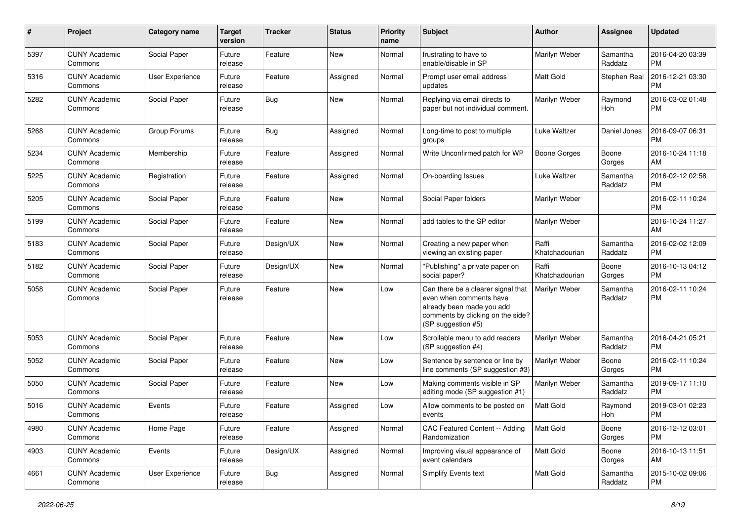| # | Project | Category name | Target version | Tracker | Status | Priority name | Subject | Author | Assignee | Updated |
|---|---|---|---|---|---|---|---|---|---|---|
| 5397 | CUNY Academic Commons | Social Paper | Future release | Feature | New | Normal | frustrating to have to enable/disable in SP | Marilyn Weber | Samantha Raddatz | 2016-04-20 03:39 PM |
| 5316 | CUNY Academic Commons | User Experience | Future release | Feature | Assigned | Normal | Prompt user email address updates | Matt Gold | Stephen Real | 2016-12-21 03:30 PM |
| 5282 | CUNY Academic Commons | Social Paper | Future release | Bug | New | Normal | Replying via email directs to paper but not individual comment. | Marilyn Weber | Raymond Hoh | 2016-03-02 01:48 PM |
| 5268 | CUNY Academic Commons | Group Forums | Future release | Bug | Assigned | Normal | Long-time to post to multiple groups | Luke Waltzer | Daniel Jones | 2016-09-07 06:31 PM |
| 5234 | CUNY Academic Commons | Membership | Future release | Feature | Assigned | Normal | Write Unconfirmed patch for WP | Boone Gorges | Boone Gorges | 2016-10-24 11:18 AM |
| 5225 | CUNY Academic Commons | Registration | Future release | Feature | Assigned | Normal | On-boarding Issues | Luke Waltzer | Samantha Raddatz | 2016-02-12 02:58 PM |
| 5205 | CUNY Academic Commons | Social Paper | Future release | Feature | New | Normal | Social Paper folders | Marilyn Weber | | 2016-02-11 10:24 PM |
| 5199 | CUNY Academic Commons | Social Paper | Future release | Feature | New | Normal | add tables to the SP editor | Marilyn Weber | | 2016-10-24 11:27 AM |
| 5183 | CUNY Academic Commons | Social Paper | Future release | Design/UX | New | Normal | Creating a new paper when viewing an existing paper | Raffi Khatchadourian | Samantha Raddatz | 2016-02-02 12:09 PM |
| 5182 | CUNY Academic Commons | Social Paper | Future release | Design/UX | New | Normal | "Publishing" a private paper on social paper? | Raffi Khatchadourian | Boone Gorges | 2016-10-13 04:12 PM |
| 5058 | CUNY Academic Commons | Social Paper | Future release | Feature | New | Low | Can there be a clearer signal that even when comments have already been made you add comments by clicking on the side? (SP suggestion #5) | Marilyn Weber | Samantha Raddatz | 2016-02-11 10:24 PM |
| 5053 | CUNY Academic Commons | Social Paper | Future release | Feature | New | Low | Scrollable menu to add readers (SP suggestion #4) | Marilyn Weber | Samantha Raddatz | 2016-04-21 05:21 PM |
| 5052 | CUNY Academic Commons | Social Paper | Future release | Feature | New | Low | Sentence by sentence or line by line comments (SP suggestion #3) | Marilyn Weber | Boone Gorges | 2016-02-11 10:24 PM |
| 5050 | CUNY Academic Commons | Social Paper | Future release | Feature | New | Low | Making comments visible in SP editing mode (SP suggestion #1) | Marilyn Weber | Samantha Raddatz | 2019-09-17 11:10 PM |
| 5016 | CUNY Academic Commons | Events | Future release | Feature | Assigned | Low | Allow comments to be posted on events | Matt Gold | Raymond Hoh | 2019-03-01 02:23 PM |
| 4980 | CUNY Academic Commons | Home Page | Future release | Feature | Assigned | Normal | CAC Featured Content -- Adding Randomization | Matt Gold | Boone Gorges | 2016-12-12 03:01 PM |
| 4903 | CUNY Academic Commons | Events | Future release | Design/UX | Assigned | Normal | Improving visual appearance of event calendars | Matt Gold | Boone Gorges | 2016-10-13 11:51 AM |
| 4661 | CUNY Academic Commons | User Experience | Future release | Bug | Assigned | Normal | Simplify Events text | Matt Gold | Samantha Raddatz | 2015-10-02 09:06 PM |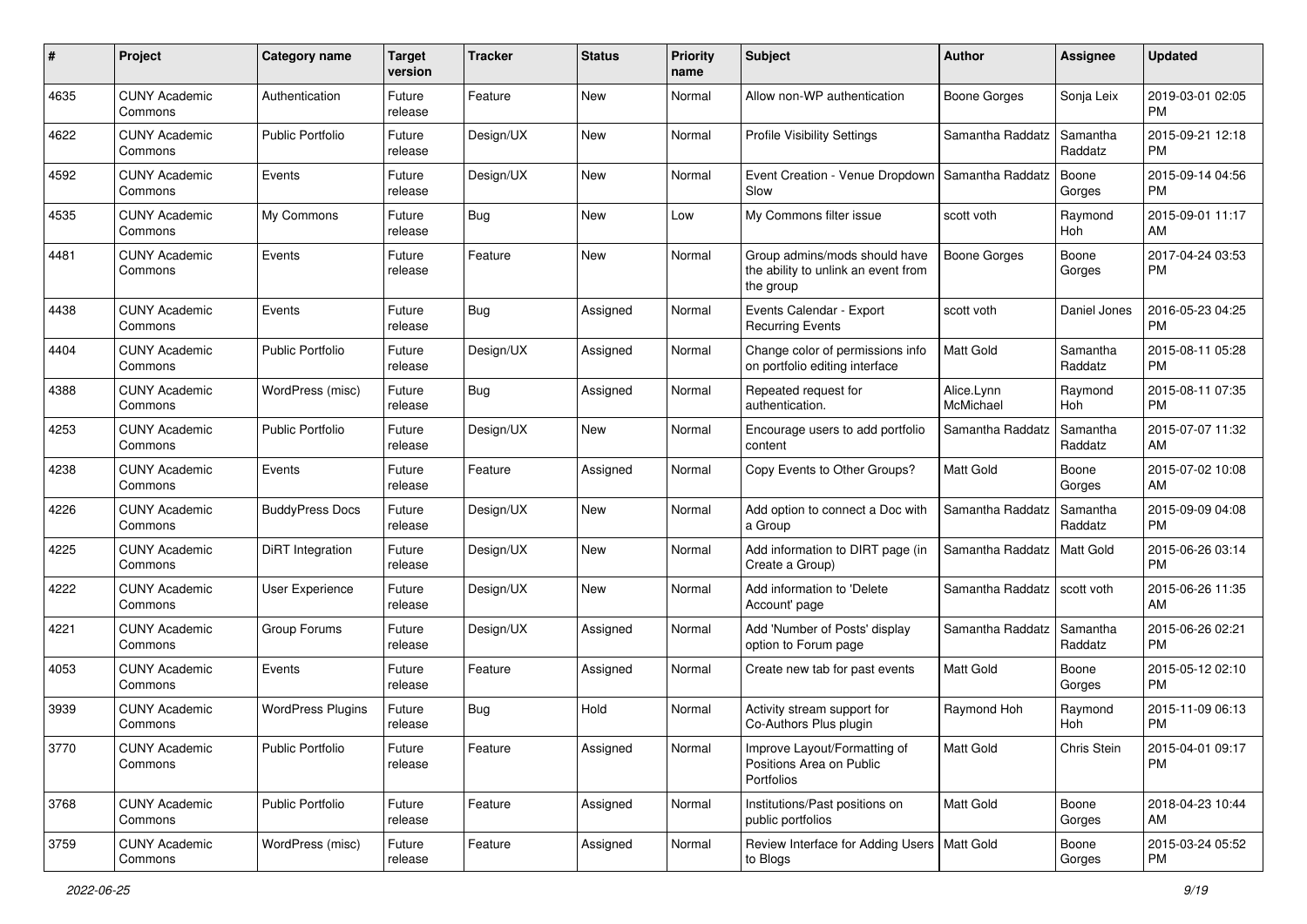| # | Project | Category name | Target version | Tracker | Status | Priority name | Subject | Author | Assignee | Updated |
|---|---|---|---|---|---|---|---|---|---|---|
| 4635 | CUNY Academic Commons | Authentication | Future release | Feature | New | Normal | Allow non-WP authentication | Boone Gorges | Sonja Leix | 2019-03-01 02:05 PM |
| 4622 | CUNY Academic Commons | Public Portfolio | Future release | Design/UX | New | Normal | Profile Visibility Settings | Samantha Raddatz | Samantha Raddatz | 2015-09-21 12:18 PM |
| 4592 | CUNY Academic Commons | Events | Future release | Design/UX | New | Normal | Event Creation - Venue Dropdown Slow | Samantha Raddatz | Boone Gorges | 2015-09-14 04:56 PM |
| 4535 | CUNY Academic Commons | My Commons | Future release | Bug | New | Low | My Commons filter issue | scott voth | Raymond Hoh | 2015-09-01 11:17 AM |
| 4481 | CUNY Academic Commons | Events | Future release | Feature | New | Normal | Group admins/mods should have the ability to unlink an event from the group | Boone Gorges | Boone Gorges | 2017-04-24 03:53 PM |
| 4438 | CUNY Academic Commons | Events | Future release | Bug | Assigned | Normal | Events Calendar - Export Recurring Events | scott voth | Daniel Jones | 2016-05-23 04:25 PM |
| 4404 | CUNY Academic Commons | Public Portfolio | Future release | Design/UX | Assigned | Normal | Change color of permissions info on portfolio editing interface | Matt Gold | Samantha Raddatz | 2015-08-11 05:28 PM |
| 4388 | CUNY Academic Commons | WordPress (misc) | Future release | Bug | Assigned | Normal | Repeated request for authentication. | Alice.Lynn McMichael | Raymond Hoh | 2015-08-11 07:35 PM |
| 4253 | CUNY Academic Commons | Public Portfolio | Future release | Design/UX | New | Normal | Encourage users to add portfolio content | Samantha Raddatz | Samantha Raddatz | 2015-07-07 11:32 AM |
| 4238 | CUNY Academic Commons | Events | Future release | Feature | Assigned | Normal | Copy Events to Other Groups? | Matt Gold | Boone Gorges | 2015-07-02 10:08 AM |
| 4226 | CUNY Academic Commons | BuddyPress Docs | Future release | Design/UX | New | Normal | Add option to connect a Doc with a Group | Samantha Raddatz | Samantha Raddatz | 2015-09-09 04:08 PM |
| 4225 | CUNY Academic Commons | DiRT Integration | Future release | Design/UX | New | Normal | Add information to DIRT page (in Create a Group) | Samantha Raddatz | Matt Gold | 2015-06-26 03:14 PM |
| 4222 | CUNY Academic Commons | User Experience | Future release | Design/UX | New | Normal | Add information to 'Delete Account' page | Samantha Raddatz | scott voth | 2015-06-26 11:35 AM |
| 4221 | CUNY Academic Commons | Group Forums | Future release | Design/UX | Assigned | Normal | Add 'Number of Posts' display option to Forum page | Samantha Raddatz | Samantha Raddatz | 2015-06-26 02:21 PM |
| 4053 | CUNY Academic Commons | Events | Future release | Feature | Assigned | Normal | Create new tab for past events | Matt Gold | Boone Gorges | 2015-05-12 02:10 PM |
| 3939 | CUNY Academic Commons | WordPress Plugins | Future release | Bug | Hold | Normal | Activity stream support for Co-Authors Plus plugin | Raymond Hoh | Raymond Hoh | 2015-11-09 06:13 PM |
| 3770 | CUNY Academic Commons | Public Portfolio | Future release | Feature | Assigned | Normal | Improve Layout/Formatting of Positions Area on Public Portfolios | Matt Gold | Chris Stein | 2015-04-01 09:17 PM |
| 3768 | CUNY Academic Commons | Public Portfolio | Future release | Feature | Assigned | Normal | Institutions/Past positions on public portfolios | Matt Gold | Boone Gorges | 2018-04-23 10:44 AM |
| 3759 | CUNY Academic Commons | WordPress (misc) | Future release | Feature | Assigned | Normal | Review Interface for Adding Users to Blogs | Matt Gold | Boone Gorges | 2015-03-24 05:52 PM |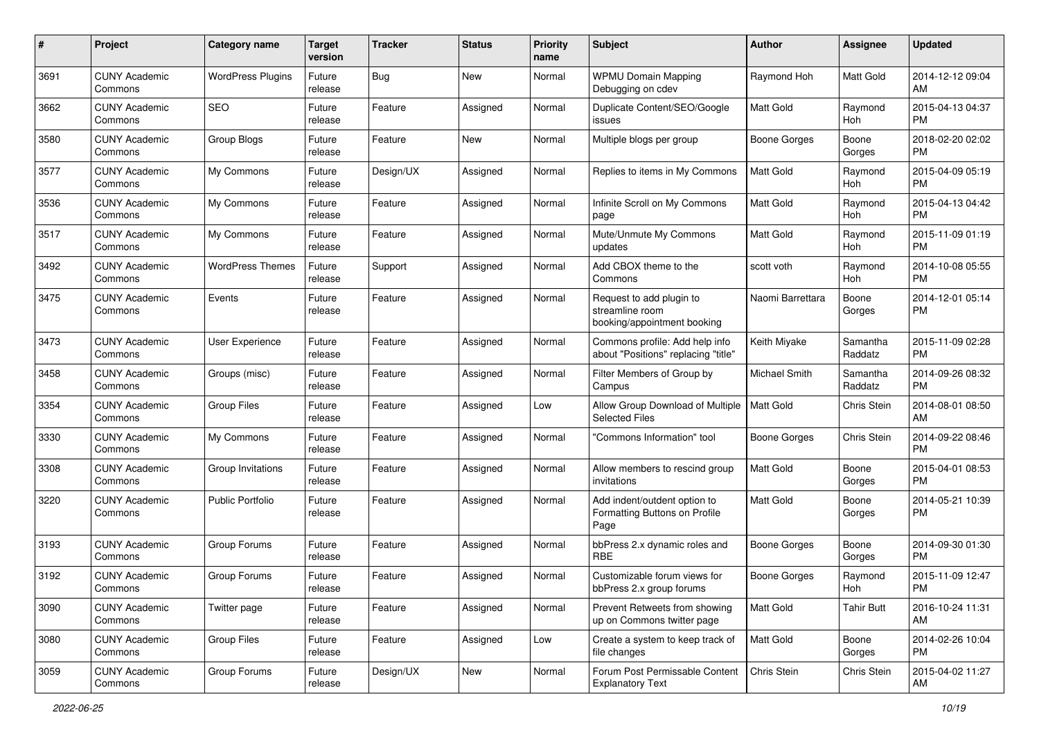| # | Project | Category name | Target version | Tracker | Status | Priority name | Subject | Author | Assignee | Updated |
|---|---|---|---|---|---|---|---|---|---|---|
| 3691 | CUNY Academic Commons | WordPress Plugins | Future release | Bug | New | Normal | WPMU Domain Mapping Debugging on cdev | Raymond Hoh | Matt Gold | 2014-12-12 09:04 AM |
| 3662 | CUNY Academic Commons | SEO | Future release | Feature | Assigned | Normal | Duplicate Content/SEO/Google issues | Matt Gold | Raymond Hoh | 2015-04-13 04:37 PM |
| 3580 | CUNY Academic Commons | Group Blogs | Future release | Feature | New | Normal | Multiple blogs per group | Boone Gorges | Boone Gorges | 2018-02-20 02:02 PM |
| 3577 | CUNY Academic Commons | My Commons | Future release | Design/UX | Assigned | Normal | Replies to items in My Commons | Matt Gold | Raymond Hoh | 2015-04-09 05:19 PM |
| 3536 | CUNY Academic Commons | My Commons | Future release | Feature | Assigned | Normal | Infinite Scroll on My Commons page | Matt Gold | Raymond Hoh | 2015-04-13 04:42 PM |
| 3517 | CUNY Academic Commons | My Commons | Future release | Feature | Assigned | Normal | Mute/Unmute My Commons updates | Matt Gold | Raymond Hoh | 2015-11-09 01:19 PM |
| 3492 | CUNY Academic Commons | WordPress Themes | Future release | Support | Assigned | Normal | Add CBOX theme to the Commons | scott voth | Raymond Hoh | 2014-10-08 05:55 PM |
| 3475 | CUNY Academic Commons | Events | Future release | Feature | Assigned | Normal | Request to add plugin to streamline room booking/appointment booking | Naomi Barrettara | Boone Gorges | 2014-12-01 05:14 PM |
| 3473 | CUNY Academic Commons | User Experience | Future release | Feature | Assigned | Normal | Commons profile: Add help info about "Positions" replacing "title" | Keith Miyake | Samantha Raddatz | 2015-11-09 02:28 PM |
| 3458 | CUNY Academic Commons | Groups (misc) | Future release | Feature | Assigned | Normal | Filter Members of Group by Campus | Michael Smith | Samantha Raddatz | 2014-09-26 08:32 PM |
| 3354 | CUNY Academic Commons | Group Files | Future release | Feature | Assigned | Low | Allow Group Download of Multiple Selected Files | Matt Gold | Chris Stein | 2014-08-01 08:50 AM |
| 3330 | CUNY Academic Commons | My Commons | Future release | Feature | Assigned | Normal | "Commons Information" tool | Boone Gorges | Chris Stein | 2014-09-22 08:46 PM |
| 3308 | CUNY Academic Commons | Group Invitations | Future release | Feature | Assigned | Normal | Allow members to rescind group invitations | Matt Gold | Boone Gorges | 2015-04-01 08:53 PM |
| 3220 | CUNY Academic Commons | Public Portfolio | Future release | Feature | Assigned | Normal | Add indent/outdent option to Formatting Buttons on Profile Page | Matt Gold | Boone Gorges | 2014-05-21 10:39 PM |
| 3193 | CUNY Academic Commons | Group Forums | Future release | Feature | Assigned | Normal | bbPress 2.x dynamic roles and RBE | Boone Gorges | Boone Gorges | 2014-09-30 01:30 PM |
| 3192 | CUNY Academic Commons | Group Forums | Future release | Feature | Assigned | Normal | Customizable forum views for bbPress 2.x group forums | Boone Gorges | Raymond Hoh | 2015-11-09 12:47 PM |
| 3090 | CUNY Academic Commons | Twitter page | Future release | Feature | Assigned | Normal | Prevent Retweets from showing up on Commons twitter page | Matt Gold | Tahir Butt | 2016-10-24 11:31 AM |
| 3080 | CUNY Academic Commons | Group Files | Future release | Feature | Assigned | Low | Create a system to keep track of file changes | Matt Gold | Boone Gorges | 2014-02-26 10:04 PM |
| 3059 | CUNY Academic Commons | Group Forums | Future release | Design/UX | New | Normal | Forum Post Permissable Content Explanatory Text | Chris Stein | Chris Stein | 2015-04-02 11:27 AM |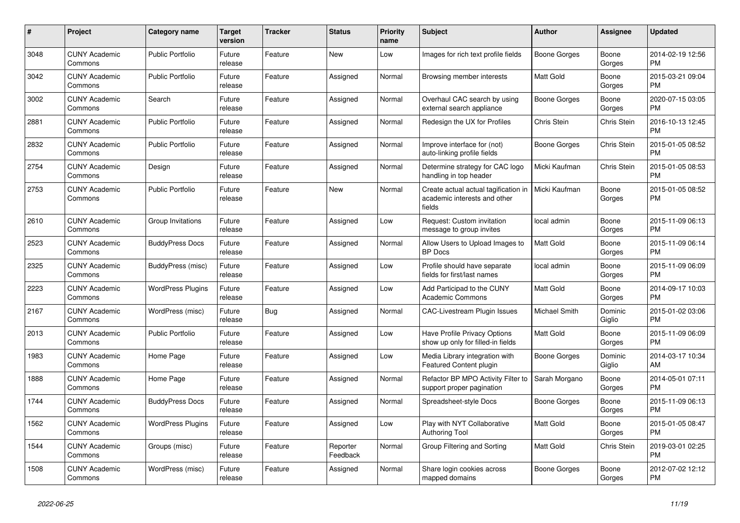| # | Project | Category name | Target version | Tracker | Status | Priority name | Subject | Author | Assignee | Updated |
|---|---|---|---|---|---|---|---|---|---|---|
| 3048 | CUNY Academic Commons | Public Portfolio | Future release | Feature | New | Low | Images for rich text profile fields | Boone Gorges | Boone Gorges | 2014-02-19 12:56 PM |
| 3042 | CUNY Academic Commons | Public Portfolio | Future release | Feature | Assigned | Normal | Browsing member interests | Matt Gold | Boone Gorges | 2015-03-21 09:04 PM |
| 3002 | CUNY Academic Commons | Search | Future release | Feature | Assigned | Normal | Overhaul CAC search by using external search appliance | Boone Gorges | Boone Gorges | 2020-07-15 03:05 PM |
| 2881 | CUNY Academic Commons | Public Portfolio | Future release | Feature | Assigned | Normal | Redesign the UX for Profiles | Chris Stein | Chris Stein | 2016-10-13 12:45 PM |
| 2832 | CUNY Academic Commons | Public Portfolio | Future release | Feature | Assigned | Normal | Improve interface for (not) auto-linking profile fields | Boone Gorges | Chris Stein | 2015-01-05 08:52 PM |
| 2754 | CUNY Academic Commons | Design | Future release | Feature | Assigned | Normal | Determine strategy for CAC logo handling in top header | Micki Kaufman | Chris Stein | 2015-01-05 08:53 PM |
| 2753 | CUNY Academic Commons | Public Portfolio | Future release | Feature | New | Normal | Create actual actual tagification in academic interests and other fields | Micki Kaufman | Boone Gorges | 2015-01-05 08:52 PM |
| 2610 | CUNY Academic Commons | Group Invitations | Future release | Feature | Assigned | Low | Request: Custom invitation message to group invites | local admin | Boone Gorges | 2015-11-09 06:13 PM |
| 2523 | CUNY Academic Commons | BuddyPress Docs | Future release | Feature | Assigned | Normal | Allow Users to Upload Images to BP Docs | Matt Gold | Boone Gorges | 2015-11-09 06:14 PM |
| 2325 | CUNY Academic Commons | BuddyPress (misc) | Future release | Feature | Assigned | Low | Profile should have separate fields for first/last names | local admin | Boone Gorges | 2015-11-09 06:09 PM |
| 2223 | CUNY Academic Commons | WordPress Plugins | Future release | Feature | Assigned | Low | Add Participad to the CUNY Academic Commons | Matt Gold | Boone Gorges | 2014-09-17 10:03 PM |
| 2167 | CUNY Academic Commons | WordPress (misc) | Future release | Bug | Assigned | Normal | CAC-Livestream Plugin Issues | Michael Smith | Dominic Giglio | 2015-01-02 03:06 PM |
| 2013 | CUNY Academic Commons | Public Portfolio | Future release | Feature | Assigned | Low | Have Profile Privacy Options show up only for filled-in fields | Matt Gold | Boone Gorges | 2015-11-09 06:09 PM |
| 1983 | CUNY Academic Commons | Home Page | Future release | Feature | Assigned | Low | Media Library integration with Featured Content plugin | Boone Gorges | Dominic Giglio | 2014-03-17 10:34 AM |
| 1888 | CUNY Academic Commons | Home Page | Future release | Feature | Assigned | Normal | Refactor BP MPO Activity Filter to support proper pagination | Sarah Morgano | Boone Gorges | 2014-05-01 07:11 PM |
| 1744 | CUNY Academic Commons | BuddyPress Docs | Future release | Feature | Assigned | Normal | Spreadsheet-style Docs | Boone Gorges | Boone Gorges | 2015-11-09 06:13 PM |
| 1562 | CUNY Academic Commons | WordPress Plugins | Future release | Feature | Assigned | Low | Play with NYT Collaborative Authoring Tool | Matt Gold | Boone Gorges | 2015-01-05 08:47 PM |
| 1544 | CUNY Academic Commons | Groups (misc) | Future release | Feature | Reporter Feedback | Normal | Group Filtering and Sorting | Matt Gold | Chris Stein | 2019-03-01 02:25 PM |
| 1508 | CUNY Academic Commons | WordPress (misc) | Future release | Feature | Assigned | Normal | Share login cookies across mapped domains | Boone Gorges | Boone Gorges | 2012-07-02 12:12 PM |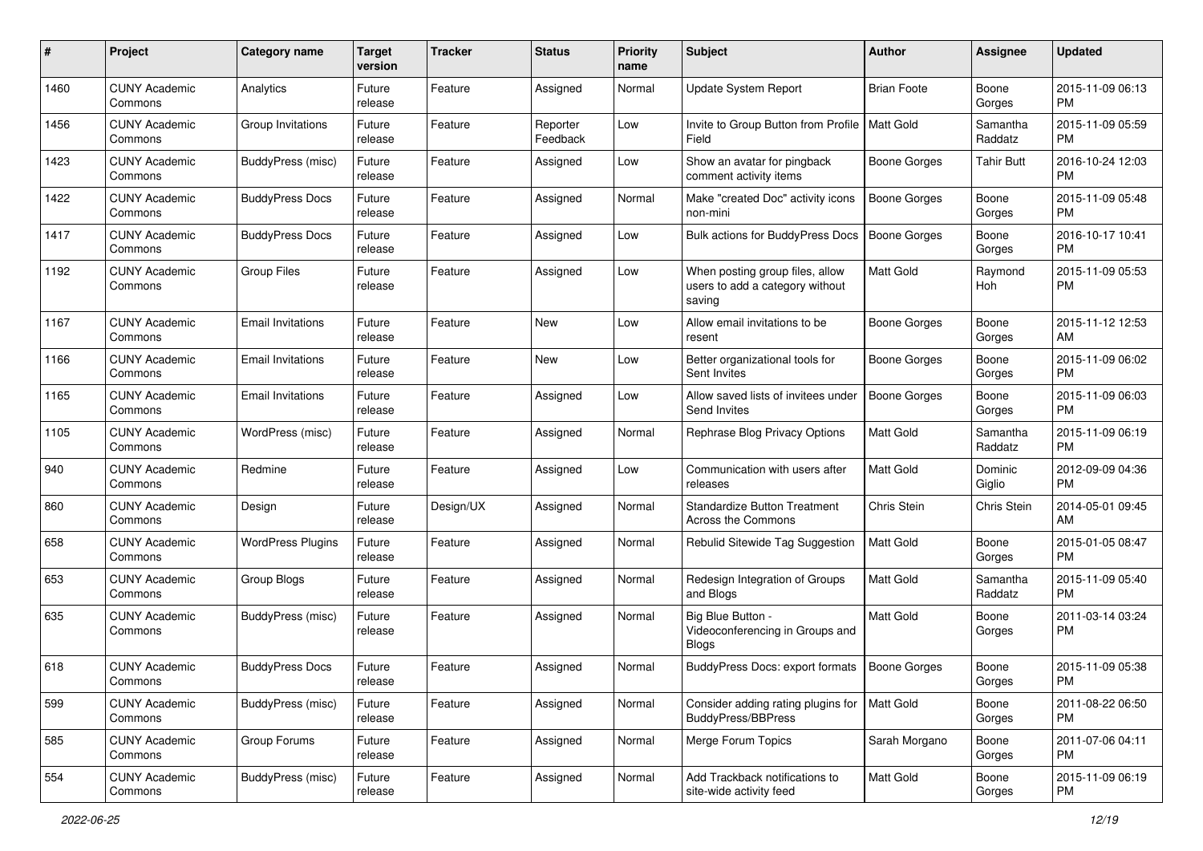| # | Project | Category name | Target version | Tracker | Status | Priority name | Subject | Author | Assignee | Updated |
|---|---|---|---|---|---|---|---|---|---|---|
| 1460 | CUNY Academic Commons | Analytics | Future release | Feature | Assigned | Normal | Update System Report | Brian Foote | Boone Gorges | 2015-11-09 06:13 PM |
| 1456 | CUNY Academic Commons | Group Invitations | Future release | Feature | Reporter Feedback | Low | Invite to Group Button from Profile Field | Matt Gold | Samantha Raddatz | 2015-11-09 05:59 PM |
| 1423 | CUNY Academic Commons | BuddyPress (misc) | Future release | Feature | Assigned | Low | Show an avatar for pingback comment activity items | Boone Gorges | Tahir Butt | 2016-10-24 12:03 PM |
| 1422 | CUNY Academic Commons | BuddyPress Docs | Future release | Feature | Assigned | Normal | Make "created Doc" activity icons non-mini | Boone Gorges | Boone Gorges | 2015-11-09 05:48 PM |
| 1417 | CUNY Academic Commons | BuddyPress Docs | Future release | Feature | Assigned | Low | Bulk actions for BuddyPress Docs | Boone Gorges | Boone Gorges | 2016-10-17 10:41 PM |
| 1192 | CUNY Academic Commons | Group Files | Future release | Feature | Assigned | Low | When posting group files, allow users to add a category without saving | Matt Gold | Raymond Hoh | 2015-11-09 05:53 PM |
| 1167 | CUNY Academic Commons | Email Invitations | Future release | Feature | New | Low | Allow email invitations to be resent | Boone Gorges | Boone Gorges | 2015-11-12 12:53 AM |
| 1166 | CUNY Academic Commons | Email Invitations | Future release | Feature | New | Low | Better organizational tools for Sent Invites | Boone Gorges | Boone Gorges | 2015-11-09 06:02 PM |
| 1165 | CUNY Academic Commons | Email Invitations | Future release | Feature | Assigned | Low | Allow saved lists of invitees under Send Invites | Boone Gorges | Boone Gorges | 2015-11-09 06:03 PM |
| 1105 | CUNY Academic Commons | WordPress (misc) | Future release | Feature | Assigned | Normal | Rephrase Blog Privacy Options | Matt Gold | Samantha Raddatz | 2015-11-09 06:19 PM |
| 940 | CUNY Academic Commons | Redmine | Future release | Feature | Assigned | Low | Communication with users after releases | Matt Gold | Dominic Giglio | 2012-09-09 04:36 PM |
| 860 | CUNY Academic Commons | Design | Future release | Design/UX | Assigned | Normal | Standardize Button Treatment Across the Commons | Chris Stein | Chris Stein | 2014-05-01 09:45 AM |
| 658 | CUNY Academic Commons | WordPress Plugins | Future release | Feature | Assigned | Normal | Rebulid Sitewide Tag Suggestion | Matt Gold | Boone Gorges | 2015-01-05 08:47 PM |
| 653 | CUNY Academic Commons | Group Blogs | Future release | Feature | Assigned | Normal | Redesign Integration of Groups and Blogs | Matt Gold | Samantha Raddatz | 2015-11-09 05:40 PM |
| 635 | CUNY Academic Commons | BuddyPress (misc) | Future release | Feature | Assigned | Normal | Big Blue Button - Videoconferencing in Groups and Blogs | Matt Gold | Boone Gorges | 2011-03-14 03:24 PM |
| 618 | CUNY Academic Commons | BuddyPress Docs | Future release | Feature | Assigned | Normal | BuddyPress Docs: export formats | Boone Gorges | Boone Gorges | 2015-11-09 05:38 PM |
| 599 | CUNY Academic Commons | BuddyPress (misc) | Future release | Feature | Assigned | Normal | Consider adding rating plugins for BuddyPress/BBPress | Matt Gold | Boone Gorges | 2011-08-22 06:50 PM |
| 585 | CUNY Academic Commons | Group Forums | Future release | Feature | Assigned | Normal | Merge Forum Topics | Sarah Morgano | Boone Gorges | 2011-07-06 04:11 PM |
| 554 | CUNY Academic Commons | BuddyPress (misc) | Future release | Feature | Assigned | Normal | Add Trackback notifications to site-wide activity feed | Matt Gold | Boone Gorges | 2015-11-09 06:19 PM |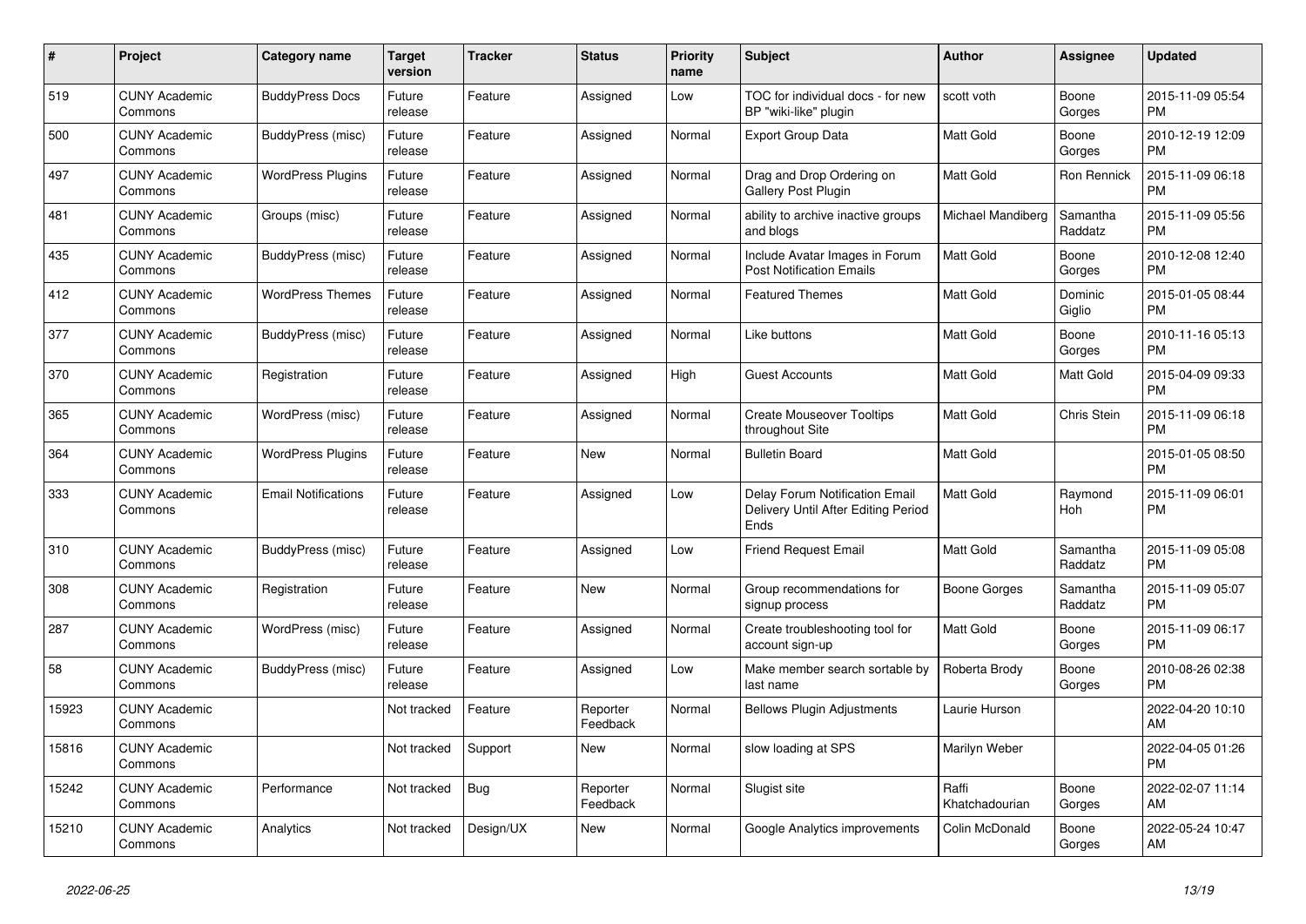| # | Project | Category name | Target version | Tracker | Status | Priority name | Subject | Author | Assignee | Updated |
|---|---|---|---|---|---|---|---|---|---|---|
| 519 | CUNY Academic Commons | BuddyPress Docs | Future release | Feature | Assigned | Low | TOC for individual docs - for new BP "wiki-like" plugin | scott voth | Boone Gorges | 2015-11-09 05:54 PM |
| 500 | CUNY Academic Commons | BuddyPress (misc) | Future release | Feature | Assigned | Normal | Export Group Data | Matt Gold | Boone Gorges | 2010-12-19 12:09 PM |
| 497 | CUNY Academic Commons | WordPress Plugins | Future release | Feature | Assigned | Normal | Drag and Drop Ordering on Gallery Post Plugin | Matt Gold | Ron Rennick | 2015-11-09 06:18 PM |
| 481 | CUNY Academic Commons | Groups (misc) | Future release | Feature | Assigned | Normal | ability to archive inactive groups and blogs | Michael Mandiberg | Samantha Raddatz | 2015-11-09 05:56 PM |
| 435 | CUNY Academic Commons | BuddyPress (misc) | Future release | Feature | Assigned | Normal | Include Avatar Images in Forum Post Notification Emails | Matt Gold | Boone Gorges | 2010-12-08 12:40 PM |
| 412 | CUNY Academic Commons | WordPress Themes | Future release | Feature | Assigned | Normal | Featured Themes | Matt Gold | Dominic Giglio | 2015-01-05 08:44 PM |
| 377 | CUNY Academic Commons | BuddyPress (misc) | Future release | Feature | Assigned | Normal | Like buttons | Matt Gold | Boone Gorges | 2010-11-16 05:13 PM |
| 370 | CUNY Academic Commons | Registration | Future release | Feature | Assigned | High | Guest Accounts | Matt Gold | Matt Gold | 2015-04-09 09:33 PM |
| 365 | CUNY Academic Commons | WordPress (misc) | Future release | Feature | Assigned | Normal | Create Mouseover Tooltips throughout Site | Matt Gold | Chris Stein | 2015-11-09 06:18 PM |
| 364 | CUNY Academic Commons | WordPress Plugins | Future release | Feature | New | Normal | Bulletin Board | Matt Gold | | 2015-01-05 08:50 PM |
| 333 | CUNY Academic Commons | Email Notifications | Future release | Feature | Assigned | Low | Delay Forum Notification Email Delivery Until After Editing Period Ends | Matt Gold | Raymond Hoh | 2015-11-09 06:01 PM |
| 310 | CUNY Academic Commons | BuddyPress (misc) | Future release | Feature | Assigned | Low | Friend Request Email | Matt Gold | Samantha Raddatz | 2015-11-09 05:08 PM |
| 308 | CUNY Academic Commons | Registration | Future release | Feature | New | Normal | Group recommendations for signup process | Boone Gorges | Samantha Raddatz | 2015-11-09 05:07 PM |
| 287 | CUNY Academic Commons | WordPress (misc) | Future release | Feature | Assigned | Normal | Create troubleshooting tool for account sign-up | Matt Gold | Boone Gorges | 2015-11-09 06:17 PM |
| 58 | CUNY Academic Commons | BuddyPress (misc) | Future release | Feature | Assigned | Low | Make member search sortable by last name | Roberta Brody | Boone Gorges | 2010-08-26 02:38 PM |
| 15923 | CUNY Academic Commons | | Not tracked | Feature | Reporter Feedback | Normal | Bellows Plugin Adjustments | Laurie Hurson | | 2022-04-20 10:10 AM |
| 15816 | CUNY Academic Commons | | Not tracked | Support | New | Normal | slow loading at SPS | Marilyn Weber | | 2022-04-05 01:26 PM |
| 15242 | CUNY Academic Commons | Performance | Not tracked | Bug | Reporter Feedback | Normal | Slugist site | Raffi Khatchadourian | Boone Gorges | 2022-02-07 11:14 AM |
| 15210 | CUNY Academic Commons | Analytics | Not tracked | Design/UX | New | Normal | Google Analytics improvements | Colin McDonald | Boone Gorges | 2022-05-24 10:47 AM |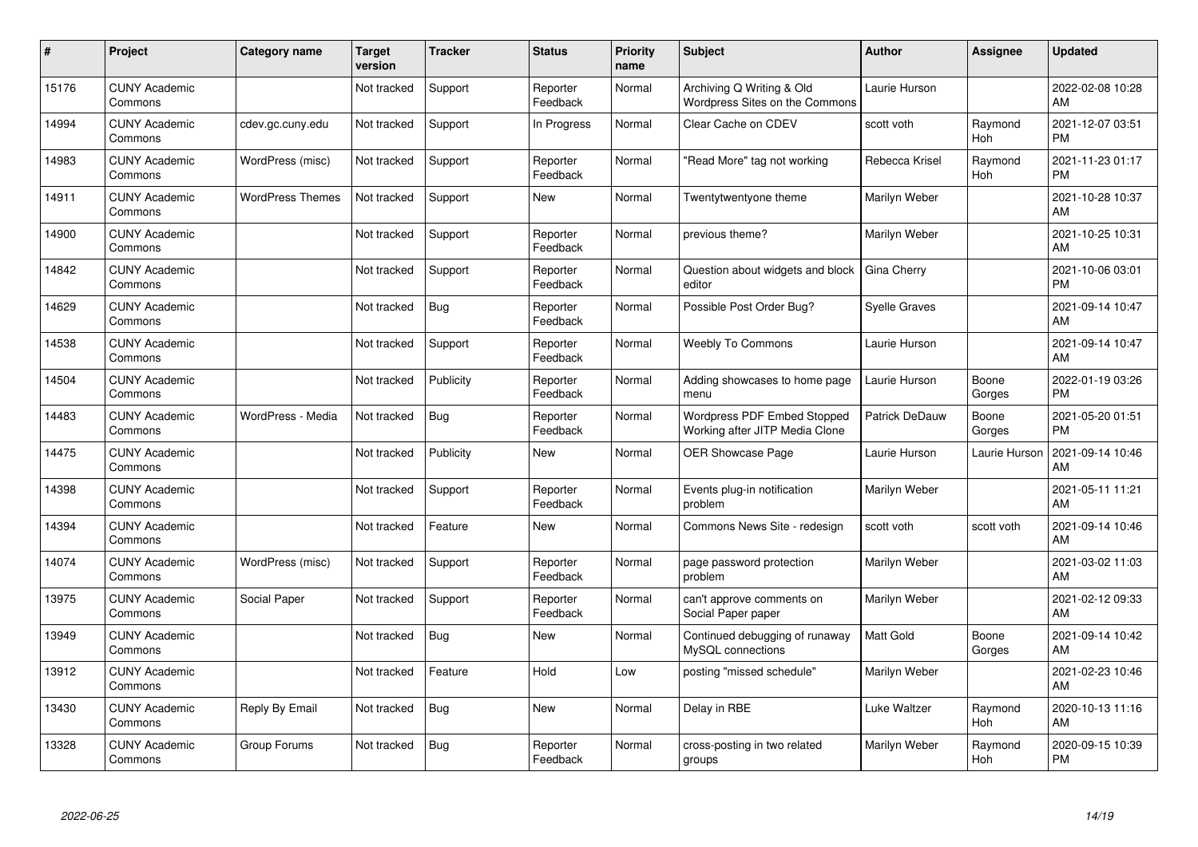| # | Project | Category name | Target version | Tracker | Status | Priority name | Subject | Author | Assignee | Updated |
|---|---|---|---|---|---|---|---|---|---|---|
| 15176 | CUNY Academic Commons | | Not tracked | Support | Reporter Feedback | Normal | Archiving Q Writing & Old Wordpress Sites on the Commons | Laurie Hurson | | 2022-02-08 10:28 AM |
| 14994 | CUNY Academic Commons | cdev.gc.cuny.edu | Not tracked | Support | In Progress | Normal | Clear Cache on CDEV | scott voth | Raymond Hoh | 2021-12-07 03:51 PM |
| 14983 | CUNY Academic Commons | WordPress (misc) | Not tracked | Support | Reporter Feedback | Normal | "Read More" tag not working | Rebecca Krisel | Raymond Hoh | 2021-11-23 01:17 PM |
| 14911 | CUNY Academic Commons | WordPress Themes | Not tracked | Support | New | Normal | Twentytwentyone theme | Marilyn Weber | | 2021-10-28 10:37 AM |
| 14900 | CUNY Academic Commons | | Not tracked | Support | Reporter Feedback | Normal | previous theme? | Marilyn Weber | | 2021-10-25 10:31 AM |
| 14842 | CUNY Academic Commons | | Not tracked | Support | Reporter Feedback | Normal | Question about widgets and block editor | Gina Cherry | | 2021-10-06 03:01 PM |
| 14629 | CUNY Academic Commons | | Not tracked | Bug | Reporter Feedback | Normal | Possible Post Order Bug? | Syelle Graves | | 2021-09-14 10:47 AM |
| 14538 | CUNY Academic Commons | | Not tracked | Support | Reporter Feedback | Normal | Weebly To Commons | Laurie Hurson | | 2021-09-14 10:47 AM |
| 14504 | CUNY Academic Commons | | Not tracked | Publicity | Reporter Feedback | Normal | Adding showcases to home page menu | Laurie Hurson | Boone Gorges | 2022-01-19 03:26 PM |
| 14483 | CUNY Academic Commons | WordPress - Media | Not tracked | Bug | Reporter Feedback | Normal | Wordpress PDF Embed Stopped Working after JITP Media Clone | Patrick DeDauw | Boone Gorges | 2021-05-20 01:51 PM |
| 14475 | CUNY Academic Commons | | Not tracked | Publicity | New | Normal | OER Showcase Page | Laurie Hurson | Laurie Hurson | 2021-09-14 10:46 AM |
| 14398 | CUNY Academic Commons | | Not tracked | Support | Reporter Feedback | Normal | Events plug-in notification problem | Marilyn Weber | | 2021-05-11 11:21 AM |
| 14394 | CUNY Academic Commons | | Not tracked | Feature | New | Normal | Commons News Site - redesign | scott voth | scott voth | 2021-09-14 10:46 AM |
| 14074 | CUNY Academic Commons | WordPress (misc) | Not tracked | Support | Reporter Feedback | Normal | page password protection problem | Marilyn Weber | | 2021-03-02 11:03 AM |
| 13975 | CUNY Academic Commons | Social Paper | Not tracked | Support | Reporter Feedback | Normal | can't approve comments on Social Paper paper | Marilyn Weber | | 2021-02-12 09:33 AM |
| 13949 | CUNY Academic Commons | | Not tracked | Bug | New | Normal | Continued debugging of runaway MySQL connections | Matt Gold | Boone Gorges | 2021-09-14 10:42 AM |
| 13912 | CUNY Academic Commons | | Not tracked | Feature | Hold | Low | posting "missed schedule" | Marilyn Weber | | 2021-02-23 10:46 AM |
| 13430 | CUNY Academic Commons | Reply By Email | Not tracked | Bug | New | Normal | Delay in RBE | Luke Waltzer | Raymond Hoh | 2020-10-13 11:16 AM |
| 13328 | CUNY Academic Commons | Group Forums | Not tracked | Bug | Reporter Feedback | Normal | cross-posting in two related groups | Marilyn Weber | Raymond Hoh | 2020-09-15 10:39 PM |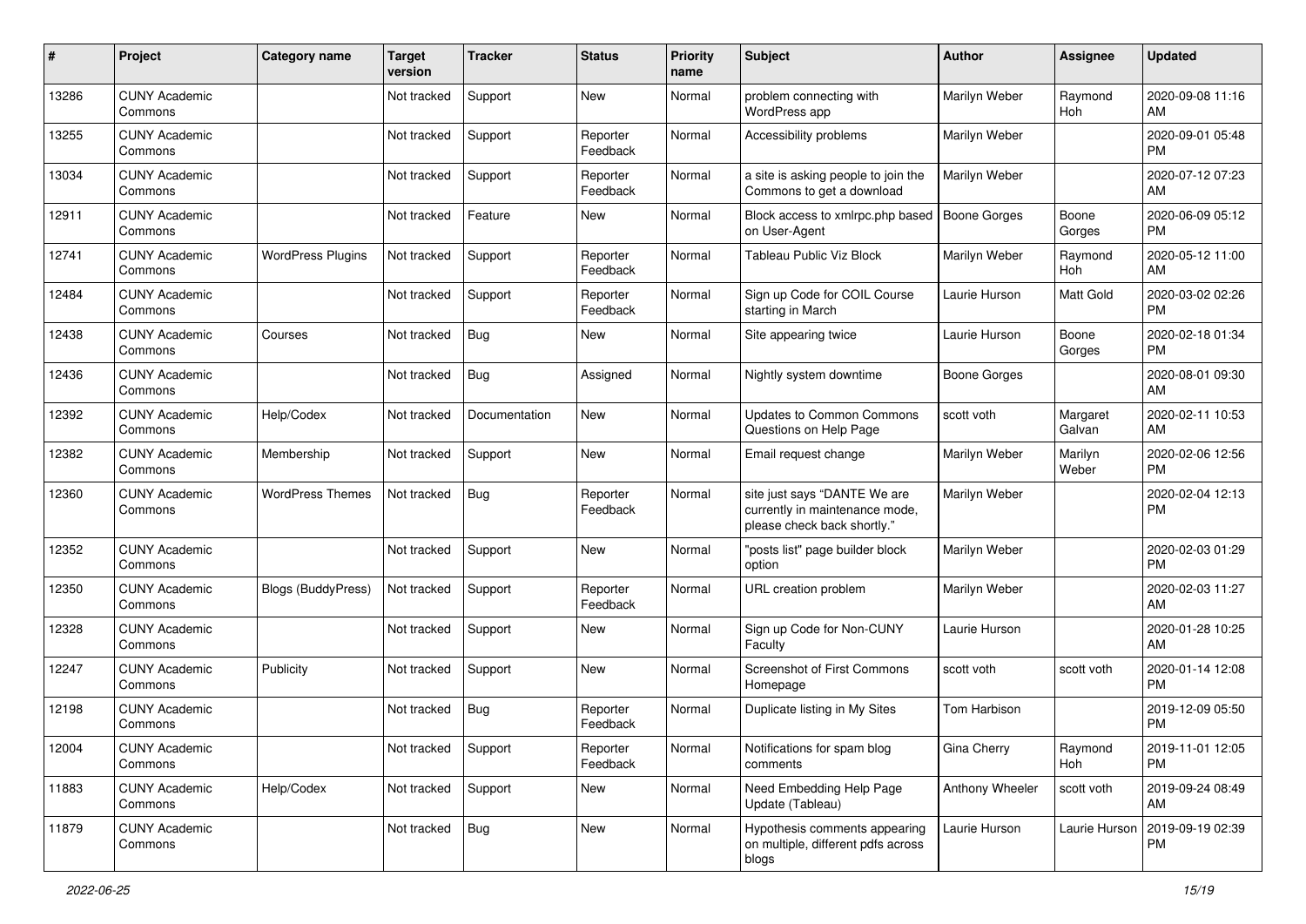| # | Project | Category name | Target version | Tracker | Status | Priority name | Subject | Author | Assignee | Updated |
|---|---|---|---|---|---|---|---|---|---|---|
| 13286 | CUNY Academic Commons | | Not tracked | Support | New | Normal | problem connecting with WordPress app | Marilyn Weber | Raymond Hoh | 2020-09-08 11:16 AM |
| 13255 | CUNY Academic Commons | | Not tracked | Support | Reporter Feedback | Normal | Accessibility problems | Marilyn Weber | | 2020-09-01 05:48 PM |
| 13034 | CUNY Academic Commons | | Not tracked | Support | Reporter Feedback | Normal | a site is asking people to join the Commons to get a download | Marilyn Weber | | 2020-07-12 07:23 AM |
| 12911 | CUNY Academic Commons | | Not tracked | Feature | New | Normal | Block access to xmlrpc.php based on User-Agent | Boone Gorges | Boone Gorges | 2020-06-09 05:12 PM |
| 12741 | CUNY Academic Commons | WordPress Plugins | Not tracked | Support | Reporter Feedback | Normal | Tableau Public Viz Block | Marilyn Weber | Raymond Hoh | 2020-05-12 11:00 AM |
| 12484 | CUNY Academic Commons | | Not tracked | Support | Reporter Feedback | Normal | Sign up Code for COIL Course starting in March | Laurie Hurson | Matt Gold | 2020-03-02 02:26 PM |
| 12438 | CUNY Academic Commons | Courses | Not tracked | Bug | New | Normal | Site appearing twice | Laurie Hurson | Boone Gorges | 2020-02-18 01:34 PM |
| 12436 | CUNY Academic Commons | | Not tracked | Bug | Assigned | Normal | Nightly system downtime | Boone Gorges | | 2020-08-01 09:30 AM |
| 12392 | CUNY Academic Commons | Help/Codex | Not tracked | Documentation | New | Normal | Updates to Common Commons Questions on Help Page | scott voth | Margaret Galvan | 2020-02-11 10:53 AM |
| 12382 | CUNY Academic Commons | Membership | Not tracked | Support | New | Normal | Email request change | Marilyn Weber | Marilyn Weber | 2020-02-06 12:56 PM |
| 12360 | CUNY Academic Commons | WordPress Themes | Not tracked | Bug | Reporter Feedback | Normal | site just says "DANTE We are currently in maintenance mode, please check back shortly." | Marilyn Weber | | 2020-02-04 12:13 PM |
| 12352 | CUNY Academic Commons | | Not tracked | Support | New | Normal | "posts list" page builder block option | Marilyn Weber | | 2020-02-03 01:29 PM |
| 12350 | CUNY Academic Commons | Blogs (BuddyPress) | Not tracked | Support | Reporter Feedback | Normal | URL creation problem | Marilyn Weber | | 2020-02-03 11:27 AM |
| 12328 | CUNY Academic Commons | | Not tracked | Support | New | Normal | Sign up Code for Non-CUNY Faculty | Laurie Hurson | | 2020-01-28 10:25 AM |
| 12247 | CUNY Academic Commons | Publicity | Not tracked | Support | New | Normal | Screenshot of First Commons Homepage | scott voth | scott voth | 2020-01-14 12:08 PM |
| 12198 | CUNY Academic Commons | | Not tracked | Bug | Reporter Feedback | Normal | Duplicate listing in My Sites | Tom Harbison | | 2019-12-09 05:50 PM |
| 12004 | CUNY Academic Commons | | Not tracked | Support | Reporter Feedback | Normal | Notifications for spam blog comments | Gina Cherry | Raymond Hoh | 2019-11-01 12:05 PM |
| 11883 | CUNY Academic Commons | Help/Codex | Not tracked | Support | New | Normal | Need Embedding Help Page Update (Tableau) | Anthony Wheeler | scott voth | 2019-09-24 08:49 AM |
| 11879 | CUNY Academic Commons | | Not tracked | Bug | New | Normal | Hypothesis comments appearing on multiple, different pdfs across blogs | Laurie Hurson | Laurie Hurson | 2019-09-19 02:39 PM |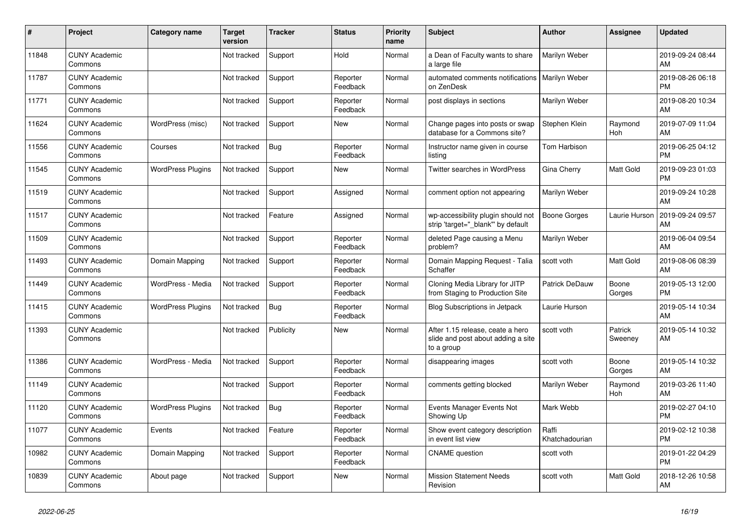| # | Project | Category name | Target version | Tracker | Status | Priority name | Subject | Author | Assignee | Updated |
|---|---|---|---|---|---|---|---|---|---|---|
| 11848 | CUNY Academic Commons | | Not tracked | Support | Hold | Normal | a Dean of Faculty wants to share a large file | Marilyn Weber | | 2019-09-24 08:44 AM |
| 11787 | CUNY Academic Commons | | Not tracked | Support | Reporter Feedback | Normal | automated comments notifications on ZenDesk | Marilyn Weber | | 2019-08-26 06:18 PM |
| 11771 | CUNY Academic Commons | | Not tracked | Support | Reporter Feedback | Normal | post displays in sections | Marilyn Weber | | 2019-08-20 10:34 AM |
| 11624 | CUNY Academic Commons | WordPress (misc) | Not tracked | Support | New | Normal | Change pages into posts or swap database for a Commons site? | Stephen Klein | Raymond Hoh | 2019-07-09 11:04 AM |
| 11556 | CUNY Academic Commons | Courses | Not tracked | Bug | Reporter Feedback | Normal | Instructor name given in course listing | Tom Harbison | | 2019-06-25 04:12 PM |
| 11545 | CUNY Academic Commons | WordPress Plugins | Not tracked | Support | New | Normal | Twitter searches in WordPress | Gina Cherry | Matt Gold | 2019-09-23 01:03 PM |
| 11519 | CUNY Academic Commons | | Not tracked | Support | Assigned | Normal | comment option not appearing | Marilyn Weber | | 2019-09-24 10:28 AM |
| 11517 | CUNY Academic Commons | | Not tracked | Feature | Assigned | Normal | wp-accessibility plugin should not strip 'target="_blank"' by default | Boone Gorges | Laurie Hurson | 2019-09-24 09:57 AM |
| 11509 | CUNY Academic Commons | | Not tracked | Support | Reporter Feedback | Normal | deleted Page causing a Menu problem? | Marilyn Weber | | 2019-06-04 09:54 AM |
| 11493 | CUNY Academic Commons | Domain Mapping | Not tracked | Support | Reporter Feedback | Normal | Domain Mapping Request - Talia Schaffer | scott voth | Matt Gold | 2019-08-06 08:39 AM |
| 11449 | CUNY Academic Commons | WordPress - Media | Not tracked | Support | Reporter Feedback | Normal | Cloning Media Library for JITP from Staging to Production Site | Patrick DeDauw | Boone Gorges | 2019-05-13 12:00 PM |
| 11415 | CUNY Academic Commons | WordPress Plugins | Not tracked | Bug | Reporter Feedback | Normal | Blog Subscriptions in Jetpack | Laurie Hurson | | 2019-05-14 10:34 AM |
| 11393 | CUNY Academic Commons | | Not tracked | Publicity | New | Normal | After 1.15 release, ceate a hero slide and post about adding a site to a group | scott voth | Patrick Sweeney | 2019-05-14 10:32 AM |
| 11386 | CUNY Academic Commons | WordPress - Media | Not tracked | Support | Reporter Feedback | Normal | disappearing images | scott voth | Boone Gorges | 2019-05-14 10:32 AM |
| 11149 | CUNY Academic Commons | | Not tracked | Support | Reporter Feedback | Normal | comments getting blocked | Marilyn Weber | Raymond Hoh | 2019-03-26 11:40 AM |
| 11120 | CUNY Academic Commons | WordPress Plugins | Not tracked | Bug | Reporter Feedback | Normal | Events Manager Events Not Showing Up | Mark Webb | | 2019-02-27 04:10 PM |
| 11077 | CUNY Academic Commons | Events | Not tracked | Feature | Reporter Feedback | Normal | Show event category description in event list view | Raffi Khatchadourian | | 2019-02-12 10:38 PM |
| 10982 | CUNY Academic Commons | Domain Mapping | Not tracked | Support | Reporter Feedback | Normal | CNAME question | scott voth | | 2019-01-22 04:29 PM |
| 10839 | CUNY Academic Commons | About page | Not tracked | Support | New | Normal | Mission Statement Needs Revision | scott voth | Matt Gold | 2018-12-26 10:58 AM |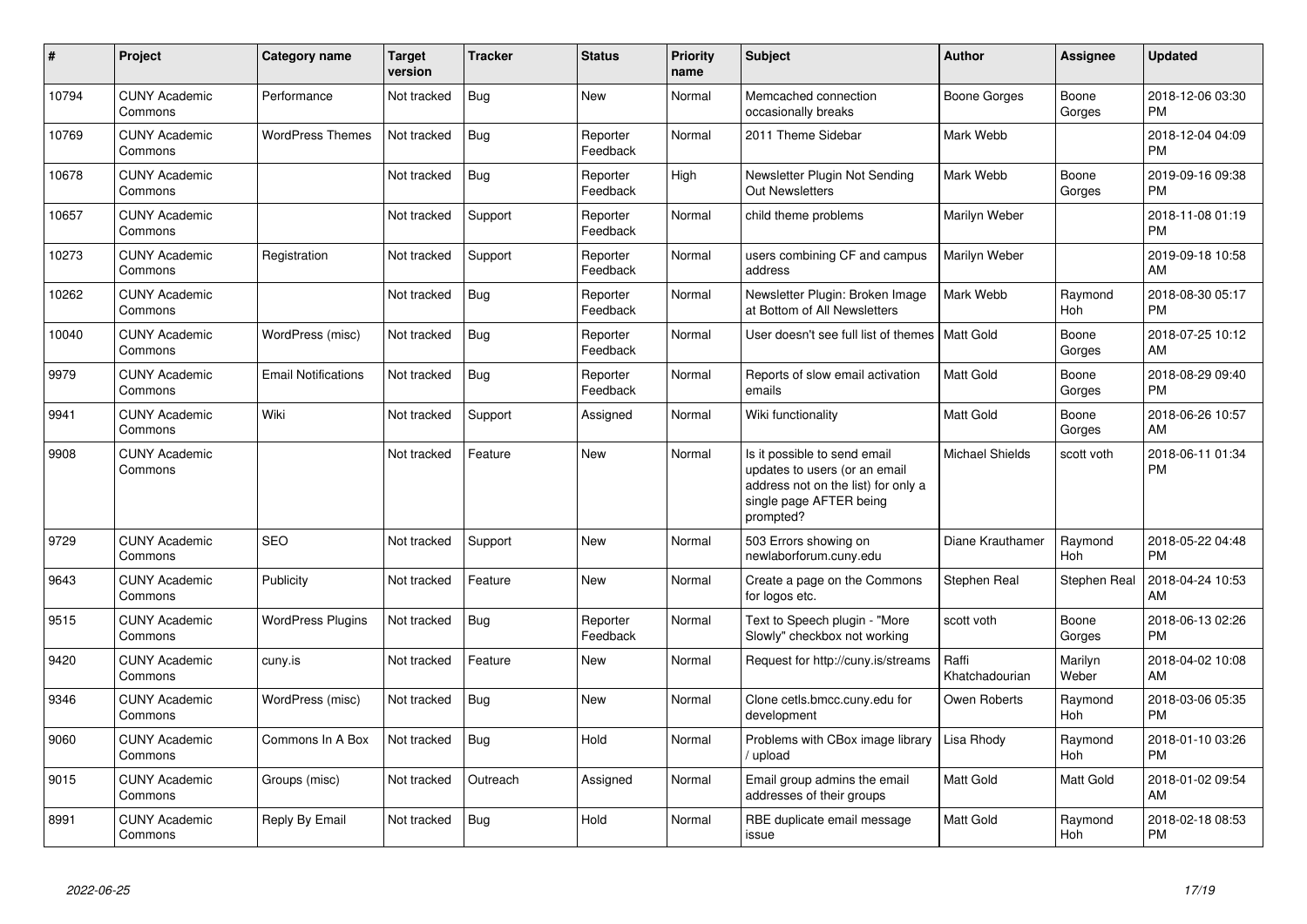| # | Project | Category name | Target version | Tracker | Status | Priority name | Subject | Author | Assignee | Updated |
|---|---|---|---|---|---|---|---|---|---|---|
| 10794 | CUNY Academic Commons | Performance | Not tracked | Bug | New | Normal | Memcached connection occasionally breaks | Boone Gorges | Boone Gorges | 2018-12-06 03:30 PM |
| 10769 | CUNY Academic Commons | WordPress Themes | Not tracked | Bug | Reporter Feedback | Normal | 2011 Theme Sidebar | Mark Webb | | 2018-12-04 04:09 PM |
| 10678 | CUNY Academic Commons | | Not tracked | Bug | Reporter Feedback | High | Newsletter Plugin Not Sending Out Newsletters | Mark Webb | Boone Gorges | 2019-09-16 09:38 PM |
| 10657 | CUNY Academic Commons | | Not tracked | Support | Reporter Feedback | Normal | child theme problems | Marilyn Weber | | 2018-11-08 01:19 PM |
| 10273 | CUNY Academic Commons | Registration | Not tracked | Support | Reporter Feedback | Normal | users combining CF and campus address | Marilyn Weber | | 2019-09-18 10:58 AM |
| 10262 | CUNY Academic Commons | | Not tracked | Bug | Reporter Feedback | Normal | Newsletter Plugin: Broken Image at Bottom of All Newsletters | Mark Webb | Raymond Hoh | 2018-08-30 05:17 PM |
| 10040 | CUNY Academic Commons | WordPress (misc) | Not tracked | Bug | Reporter Feedback | Normal | User doesn't see full list of themes | Matt Gold | Boone Gorges | 2018-07-25 10:12 AM |
| 9979 | CUNY Academic Commons | Email Notifications | Not tracked | Bug | Reporter Feedback | Normal | Reports of slow email activation emails | Matt Gold | Boone Gorges | 2018-08-29 09:40 PM |
| 9941 | CUNY Academic Commons | Wiki | Not tracked | Support | Assigned | Normal | Wiki functionality | Matt Gold | Boone Gorges | 2018-06-26 10:57 AM |
| 9908 | CUNY Academic Commons | | Not tracked | Feature | New | Normal | Is it possible to send email updates to users (or an email address not on the list) for only a single page AFTER being prompted? | Michael Shields | scott voth | 2018-06-11 01:34 PM |
| 9729 | CUNY Academic Commons | SEO | Not tracked | Support | New | Normal | 503 Errors showing on newlaborforum.cuny.edu | Diane Krauthamer | Raymond Hoh | 2018-05-22 04:48 PM |
| 9643 | CUNY Academic Commons | Publicity | Not tracked | Feature | New | Normal | Create a page on the Commons for logos etc. | Stephen Real | Stephen Real | 2018-04-24 10:53 AM |
| 9515 | CUNY Academic Commons | WordPress Plugins | Not tracked | Bug | Reporter Feedback | Normal | Text to Speech plugin - "More Slowly" checkbox not working | scott voth | Boone Gorges | 2018-06-13 02:26 PM |
| 9420 | CUNY Academic Commons | cuny.is | Not tracked | Feature | New | Normal | Request for http://cuny.is/streams | Raffi Khatchadourian | Marilyn Weber | 2018-04-02 10:08 AM |
| 9346 | CUNY Academic Commons | WordPress (misc) | Not tracked | Bug | New | Normal | Clone cetls.bmcc.cuny.edu for development | Owen Roberts | Raymond Hoh | 2018-03-06 05:35 PM |
| 9060 | CUNY Academic Commons | Commons In A Box | Not tracked | Bug | Hold | Normal | Problems with CBox image library / upload | Lisa Rhody | Raymond Hoh | 2018-01-10 03:26 PM |
| 9015 | CUNY Academic Commons | Groups (misc) | Not tracked | Outreach | Assigned | Normal | Email group admins the email addresses of their groups | Matt Gold | Matt Gold | 2018-01-02 09:54 AM |
| 8991 | CUNY Academic Commons | Reply By Email | Not tracked | Bug | Hold | Normal | RBE duplicate email message issue | Matt Gold | Raymond Hoh | 2018-02-18 08:53 PM |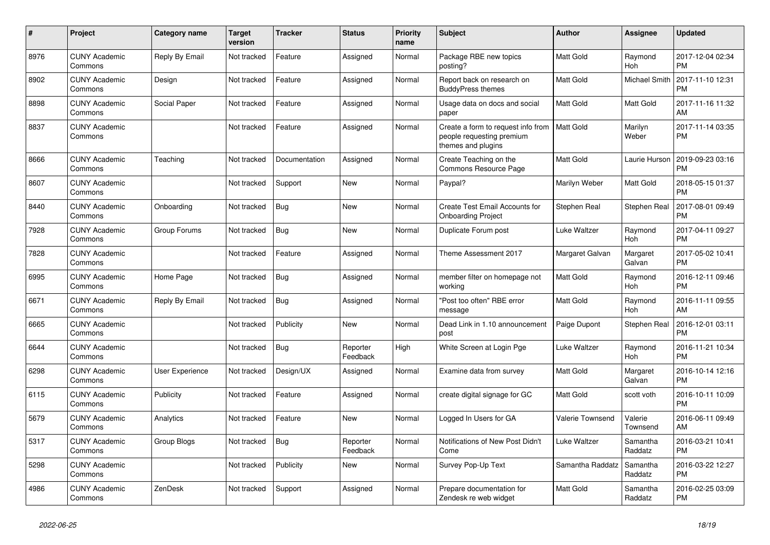| # | Project | Category name | Target version | Tracker | Status | Priority name | Subject | Author | Assignee | Updated |
|---|---|---|---|---|---|---|---|---|---|---|
| 8976 | CUNY Academic Commons | Reply By Email | Not tracked | Feature | Assigned | Normal | Package RBE new topics posting? | Matt Gold | Raymond Hoh | 2017-12-04 02:34 PM |
| 8902 | CUNY Academic Commons | Design | Not tracked | Feature | Assigned | Normal | Report back on research on BuddyPress themes | Matt Gold | Michael Smith | 2017-11-10 12:31 PM |
| 8898 | CUNY Academic Commons | Social Paper | Not tracked | Feature | Assigned | Normal | Usage data on docs and social paper | Matt Gold | Matt Gold | 2017-11-16 11:32 AM |
| 8837 | CUNY Academic Commons | | Not tracked | Feature | Assigned | Normal | Create a form to request info from people requesting premium themes and plugins | Matt Gold | Marilyn Weber | 2017-11-14 03:35 PM |
| 8666 | CUNY Academic Commons | Teaching | Not tracked | Documentation | Assigned | Normal | Create Teaching on the Commons Resource Page | Matt Gold | Laurie Hurson | 2019-09-23 03:16 PM |
| 8607 | CUNY Academic Commons | | Not tracked | Support | New | Normal | Paypal? | Marilyn Weber | Matt Gold | 2018-05-15 01:37 PM |
| 8440 | CUNY Academic Commons | Onboarding | Not tracked | Bug | New | Normal | Create Test Email Accounts for Onboarding Project | Stephen Real | Stephen Real | 2017-08-01 09:49 PM |
| 7928 | CUNY Academic Commons | Group Forums | Not tracked | Bug | New | Normal | Duplicate Forum post | Luke Waltzer | Raymond Hoh | 2017-04-11 09:27 PM |
| 7828 | CUNY Academic Commons | | Not tracked | Feature | Assigned | Normal | Theme Assessment 2017 | Margaret Galvan | Margaret Galvan | 2017-05-02 10:41 PM |
| 6995 | CUNY Academic Commons | Home Page | Not tracked | Bug | Assigned | Normal | member filter on homepage not working | Matt Gold | Raymond Hoh | 2016-12-11 09:46 PM |
| 6671 | CUNY Academic Commons | Reply By Email | Not tracked | Bug | Assigned | Normal | "Post too often" RBE error message | Matt Gold | Raymond Hoh | 2016-11-11 09:55 AM |
| 6665 | CUNY Academic Commons | | Not tracked | Publicity | New | Normal | Dead Link in 1.10 announcement post | Paige Dupont | Stephen Real | 2016-12-01 03:11 PM |
| 6644 | CUNY Academic Commons | | Not tracked | Bug | Reporter Feedback | High | White Screen at Login Pge | Luke Waltzer | Raymond Hoh | 2016-11-21 10:34 PM |
| 6298 | CUNY Academic Commons | User Experience | Not tracked | Design/UX | Assigned | Normal | Examine data from survey | Matt Gold | Margaret Galvan | 2016-10-14 12:16 PM |
| 6115 | CUNY Academic Commons | Publicity | Not tracked | Feature | Assigned | Normal | create digital signage for GC | Matt Gold | scott voth | 2016-10-11 10:09 PM |
| 5679 | CUNY Academic Commons | Analytics | Not tracked | Feature | New | Normal | Logged In Users for GA | Valerie Townsend | Valerie Townsend | 2016-06-11 09:49 AM |
| 5317 | CUNY Academic Commons | Group Blogs | Not tracked | Bug | Reporter Feedback | Normal | Notifications of New Post Didn't Come | Luke Waltzer | Samantha Raddatz | 2016-03-21 10:41 PM |
| 5298 | CUNY Academic Commons | | Not tracked | Publicity | New | Normal | Survey Pop-Up Text | Samantha Raddatz | Samantha Raddatz | 2016-03-22 12:27 PM |
| 4986 | CUNY Academic Commons | ZenDesk | Not tracked | Support | Assigned | Normal | Prepare documentation for Zendesk re web widget | Matt Gold | Samantha Raddatz | 2016-02-25 03:09 PM |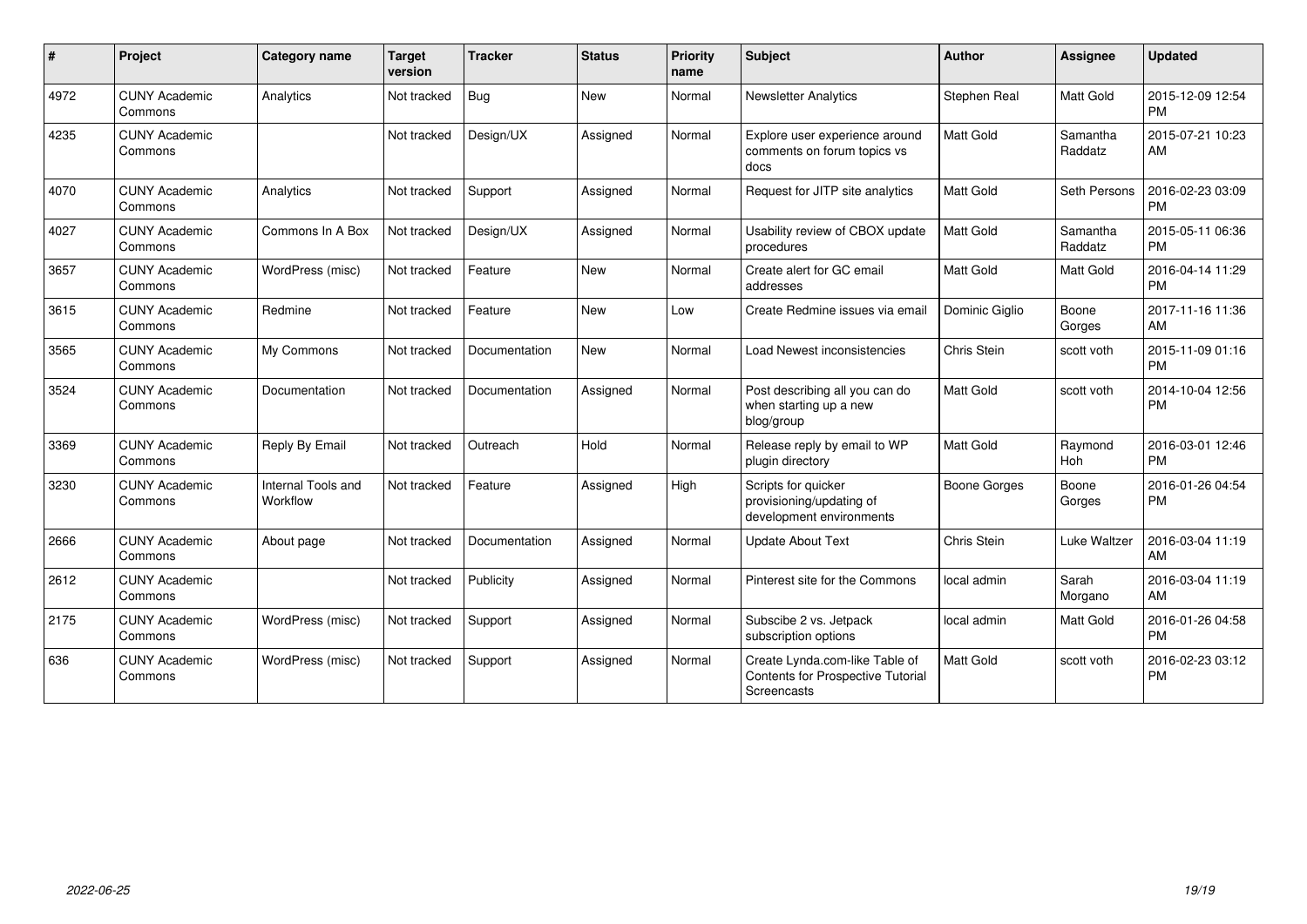| # | Project | Category name | Target version | Tracker | Status | Priority name | Subject | Author | Assignee | Updated |
|---|---|---|---|---|---|---|---|---|---|---|
| 4972 | CUNY Academic Commons | Analytics | Not tracked | Bug | New | Normal | Newsletter Analytics | Stephen Real | Matt Gold | 2015-12-09 12:54 PM |
| 4235 | CUNY Academic Commons | | Not tracked | Design/UX | Assigned | Normal | Explore user experience around comments on forum topics vs docs | Matt Gold | Samantha Raddatz | 2015-07-21 10:23 AM |
| 4070 | CUNY Academic Commons | Analytics | Not tracked | Support | Assigned | Normal | Request for JITP site analytics | Matt Gold | Seth Persons | 2016-02-23 03:09 PM |
| 4027 | CUNY Academic Commons | Commons In A Box | Not tracked | Design/UX | Assigned | Normal | Usability review of CBOX update procedures | Matt Gold | Samantha Raddatz | 2015-05-11 06:36 PM |
| 3657 | CUNY Academic Commons | WordPress (misc) | Not tracked | Feature | New | Normal | Create alert for GC email addresses | Matt Gold | Matt Gold | 2016-04-14 11:29 PM |
| 3615 | CUNY Academic Commons | Redmine | Not tracked | Feature | New | Low | Create Redmine issues via email | Dominic Giglio | Boone Gorges | 2017-11-16 11:36 AM |
| 3565 | CUNY Academic Commons | My Commons | Not tracked | Documentation | New | Normal | Load Newest inconsistencies | Chris Stein | scott voth | 2015-11-09 01:16 PM |
| 3524 | CUNY Academic Commons | Documentation | Not tracked | Documentation | Assigned | Normal | Post describing all you can do when starting up a new blog/group | Matt Gold | scott voth | 2014-10-04 12:56 PM |
| 3369 | CUNY Academic Commons | Reply By Email | Not tracked | Outreach | Hold | Normal | Release reply by email to WP plugin directory | Matt Gold | Raymond Hoh | 2016-03-01 12:46 PM |
| 3230 | CUNY Academic Commons | Internal Tools and Workflow | Not tracked | Feature | Assigned | High | Scripts for quicker provisioning/updating of development environments | Boone Gorges | Boone Gorges | 2016-01-26 04:54 PM |
| 2666 | CUNY Academic Commons | About page | Not tracked | Documentation | Assigned | Normal | Update About Text | Chris Stein | Luke Waltzer | 2016-03-04 11:19 AM |
| 2612 | CUNY Academic Commons | | Not tracked | Publicity | Assigned | Normal | Pinterest site for the Commons | local admin | Sarah Morgano | 2016-03-04 11:19 AM |
| 2175 | CUNY Academic Commons | WordPress (misc) | Not tracked | Support | Assigned | Normal | Subscibe 2 vs. Jetpack subscription options | local admin | Matt Gold | 2016-01-26 04:58 PM |
| 636 | CUNY Academic Commons | WordPress (misc) | Not tracked | Support | Assigned | Normal | Create Lynda.com-like Table of Contents for Prospective Tutorial Screencasts | Matt Gold | scott voth | 2016-02-23 03:12 PM |